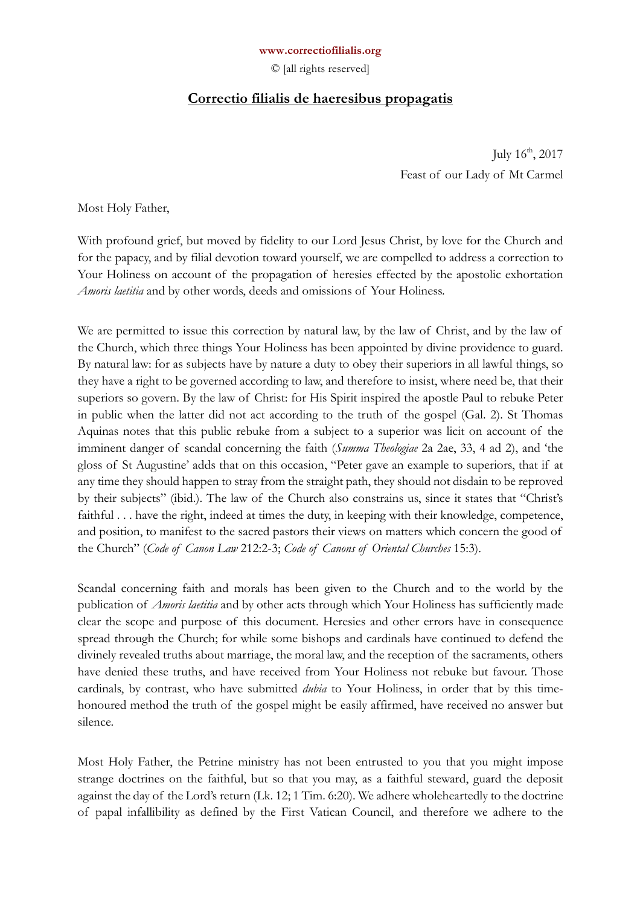www.correctiofilialis.org

© [all rights reserved]

# Correctio filialis de haeresibus propagatis

July 16th, 2017
Feast of our Lady of Mt Carmel

Most Holy Father,

With profound grief, but moved by fidelity to our Lord Jesus Christ, by love for the Church and for the papacy, and by filial devotion toward yourself, we are compelled to address a correction to Your Holiness on account of the propagation of heresies effected by the apostolic exhortation *Amoris laetitia* and by other words, deeds and omissions of Your Holiness.

We are permitted to issue this correction by natural law, by the law of Christ, and by the law of the Church, which three things Your Holiness has been appointed by divine providence to guard. By natural law: for as subjects have by nature a duty to obey their superiors in all lawful things, so they have a right to be governed according to law, and therefore to insist, where need be, that their superiors so govern. By the law of Christ: for His Spirit inspired the apostle Paul to rebuke Peter in public when the latter did not act according to the truth of the gospel (Gal. 2). St Thomas Aquinas notes that this public rebuke from a subject to a superior was licit on account of the imminent danger of scandal concerning the faith (*Summa Theologiae* 2a 2ae, 33, 4 ad 2), and 'the gloss of St Augustine' adds that on this occasion, "Peter gave an example to superiors, that if at any time they should happen to stray from the straight path, they should not disdain to be reproved by their subjects" (ibid.). The law of the Church also constrains us, since it states that "Christ's faithful . . . have the right, indeed at times the duty, in keeping with their knowledge, competence, and position, to manifest to the sacred pastors their views on matters which concern the good of the Church" (*Code of Canon Law* 212:2-3; *Code of Canons of Oriental Churches* 15:3).

Scandal concerning faith and morals has been given to the Church and to the world by the publication of *Amoris laetitia* and by other acts through which Your Holiness has sufficiently made clear the scope and purpose of this document. Heresies and other errors have in consequence spread through the Church; for while some bishops and cardinals have continued to defend the divinely revealed truths about marriage, the moral law, and the reception of the sacraments, others have denied these truths, and have received from Your Holiness not rebuke but favour. Those cardinals, by contrast, who have submitted *dubia* to Your Holiness, in order that by this time-honoured method the truth of the gospel might be easily affirmed, have received no answer but silence.

Most Holy Father, the Petrine ministry has not been entrusted to you that you might impose strange doctrines on the faithful, but so that you may, as a faithful steward, guard the deposit against the day of the Lord's return (Lk. 12; 1 Tim. 6:20). We adhere wholeheartedly to the doctrine of papal infallibility as defined by the First Vatican Council, and therefore we adhere to the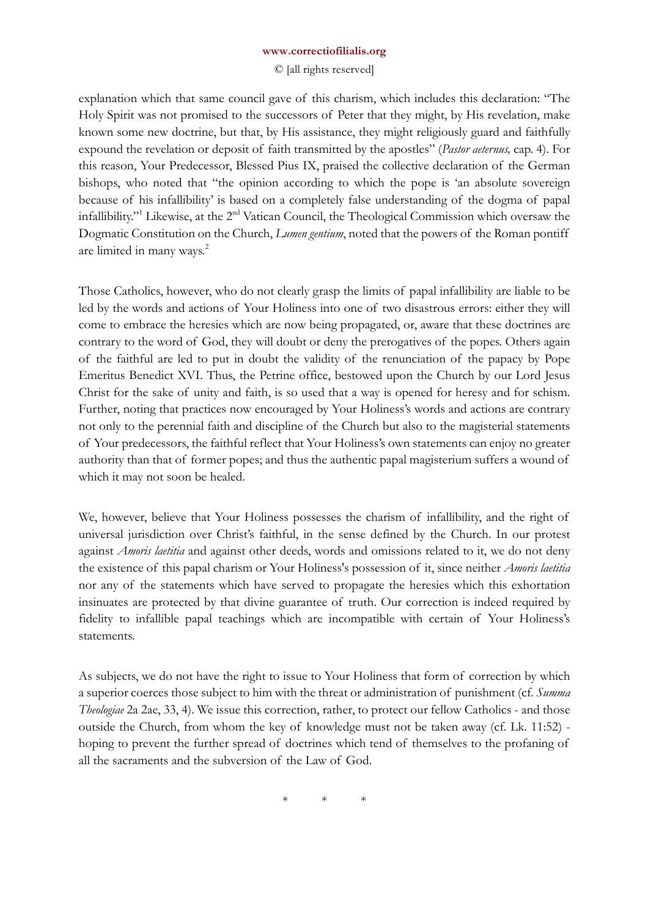explanation which that same council gave of this charism, which includes this declaration: "The Holy Spirit was not promised to the successors of Peter that they might, by His revelation, make known some new doctrine, but that, by His assistance, they might religiously guard and faithfully expound the revelation or deposit of faith transmitted by the apostles" (*Pastor aeternus,* cap. 4). For this reason, Your Predecessor, Blessed Pius IX, praised the collective declaration of the German bishops, who noted that "the opinion according to which the pope is 'an absolute sovereign because of his infallibility' is based on a completely false understanding of the dogma of papal infallibility."[1] Likewise, at the 2nd Vatican Council, the Theological Commission which oversaw the Dogmatic Constitution on the Church, *Lumen gentium*, noted that the powers of the Roman pontiff are limited in many ways.[2]

Those Catholics, however, who do not clearly grasp the limits of papal infallibility are liable to be led by the words and actions of Your Holiness into one of two disastrous errors: either they will come to embrace the heresies which are now being propagated, or, aware that these doctrines are contrary to the word of God, they will doubt or deny the prerogatives of the popes. Others again of the faithful are led to put in doubt the validity of the renunciation of the papacy by Pope Emeritus Benedict XVI. Thus, the Petrine office, bestowed upon the Church by our Lord Jesus Christ for the sake of unity and faith, is so used that a way is opened for heresy and for schism. Further, noting that practices now encouraged by Your Holiness's words and actions are contrary not only to the perennial faith and discipline of the Church but also to the magisterial statements of Your predecessors, the faithful reflect that Your Holiness's own statements can enjoy no greater authority than that of former popes; and thus the authentic papal magisterium suffers a wound of which it may not soon be healed.

We, however, believe that Your Holiness possesses the charism of infallibility, and the right of universal jurisdiction over Christ's faithful, in the sense defined by the Church. In our protest against *Amoris laetitia* and against other deeds, words and omissions related to it, we do not deny the existence of this papal charism or Your Holiness's possession of it, since neither *Amoris laetitia* nor any of the statements which have served to propagate the heresies which this exhortation insinuates are protected by that divine guarantee of truth. Our correction is indeed required by fidelity to infallible papal teachings which are incompatible with certain of Your Holiness's statements.

As subjects, we do not have the right to issue to Your Holiness that form of correction by which a superior coerces those subject to him with the threat or administration of punishment (cf. *Summa Theologiae* 2a 2ae, 33, 4). We issue this correction, rather, to protect our fellow Catholics - and those outside the Church, from whom the key of knowledge must not be taken away (cf. Lk. 11:52) - hoping to prevent the further spread of doctrines which tend of themselves to the profaning of all the sacraments and the subversion of the Law of God.

\* \* \*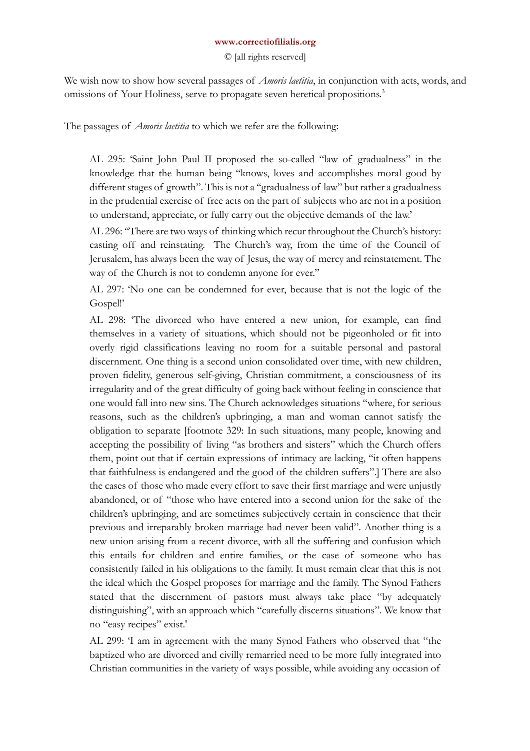We wish now to show how several passages of *Amoris laetitia*, in conjunction with acts, words, and omissions of Your Holiness, serve to propagate seven heretical propositions.[3]

The passages of *Amoris laetitia* to which we refer are the following:

> AL 295: 'Saint John Paul II proposed the so-called "law of gradualness" in the knowledge that the human being "knows, loves and accomplishes moral good by different stages of growth". This is not a "gradualness of law" but rather a gradualness in the prudential exercise of free acts on the part of subjects who are not in a position to understand, appreciate, or fully carry out the objective demands of the law.'
>
> AL 296: "There are two ways of thinking which recur throughout the Church's history: casting off and reinstating. The Church's way, from the time of the Council of Jerusalem, has always been the way of Jesus, the way of mercy and reinstatement. The way of the Church is not to condemn anyone for ever."
>
> AL 297: 'No one can be condemned for ever, because that is not the logic of the Gospel!'
>
> AL 298: 'The divorced who have entered a new union, for example, can find themselves in a variety of situations, which should not be pigeonholed or fit into overly rigid classifications leaving no room for a suitable personal and pastoral discernment. One thing is a second union consolidated over time, with new children, proven fidelity, generous self-giving, Christian commitment, a consciousness of its irregularity and of the great difficulty of going back without feeling in conscience that one would fall into new sins. The Church acknowledges situations "where, for serious reasons, such as the children's upbringing, a man and woman cannot satisfy the obligation to separate [footnote 329: In such situations, many people, knowing and accepting the possibility of living "as brothers and sisters" which the Church offers them, point out that if certain expressions of intimacy are lacking, "it often happens that faithfulness is endangered and the good of the children suffers".] There are also the cases of those who made every effort to save their first marriage and were unjustly abandoned, or of "those who have entered into a second union for the sake of the children's upbringing, and are sometimes subjectively certain in conscience that their previous and irreparably broken marriage had never been valid". Another thing is a new union arising from a recent divorce, with all the suffering and confusion which this entails for children and entire families, or the case of someone who has consistently failed in his obligations to the family. It must remain clear that this is not the ideal which the Gospel proposes for marriage and the family. The Synod Fathers stated that the discernment of pastors must always take place "by adequately distinguishing", with an approach which "carefully discerns situations". We know that no "easy recipes" exist.'
>
> AL 299: 'I am in agreement with the many Synod Fathers who observed that "the baptized who are divorced and civilly remarried need to be more fully integrated into Christian communities in the variety of ways possible, while avoiding any occasion of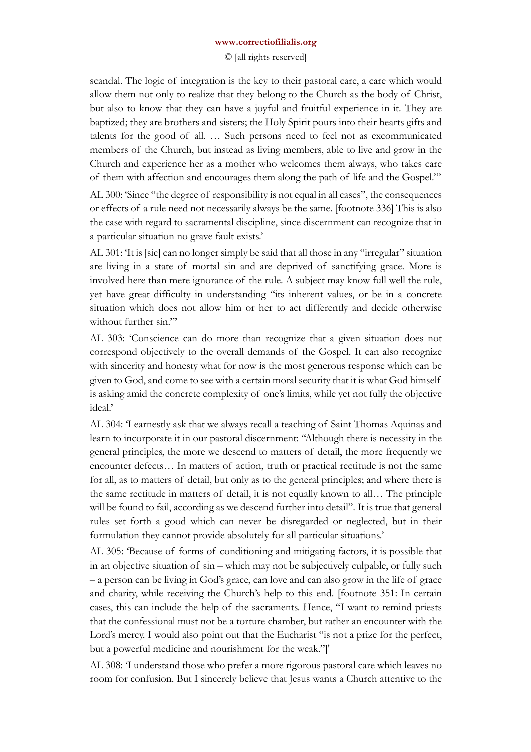scandal. The logic of integration is the key to their pastoral care, a care which would allow them not only to realize that they belong to the Church as the body of Christ, but also to know that they can have a joyful and fruitful experience in it. They are baptized; they are brothers and sisters; the Holy Spirit pours into their hearts gifts and talents for the good of all. … Such persons need to feel not as excommunicated members of the Church, but instead as living members, able to live and grow in the Church and experience her as a mother who welcomes them always, who takes care of them with affection and encourages them along the path of life and the Gospel.'"

AL 300: 'Since "the degree of responsibility is not equal in all cases", the consequences or effects of a rule need not necessarily always be the same. [footnote 336] This is also the case with regard to sacramental discipline, since discernment can recognize that in a particular situation no grave fault exists.'

AL 301: 'It is [sic] can no longer simply be said that all those in any "irregular" situation are living in a state of mortal sin and are deprived of sanctifying grace. More is involved here than mere ignorance of the rule. A subject may know full well the rule, yet have great difficulty in understanding "its inherent values, or be in a concrete situation which does not allow him or her to act differently and decide otherwise without further sin."'

AL 303: 'Conscience can do more than recognize that a given situation does not correspond objectively to the overall demands of the Gospel. It can also recognize with sincerity and honesty what for now is the most generous response which can be given to God, and come to see with a certain moral security that it is what God himself is asking amid the concrete complexity of one's limits, while yet not fully the objective ideal.'

AL 304: 'I earnestly ask that we always recall a teaching of Saint Thomas Aquinas and learn to incorporate it in our pastoral discernment: "Although there is necessity in the general principles, the more we descend to matters of detail, the more frequently we encounter defects… In matters of action, truth or practical rectitude is not the same for all, as to matters of detail, but only as to the general principles; and where there is the same rectitude in matters of detail, it is not equally known to all… The principle will be found to fail, according as we descend further into detail". It is true that general rules set forth a good which can never be disregarded or neglected, but in their formulation they cannot provide absolutely for all particular situations.'

AL 305: 'Because of forms of conditioning and mitigating factors, it is possible that in an objective situation of sin – which may not be subjectively culpable, or fully such – a person can be living in God's grace, can love and can also grow in the life of grace and charity, while receiving the Church's help to this end. [footnote 351: In certain cases, this can include the help of the sacraments. Hence, "I want to remind priests that the confessional must not be a torture chamber, but rather an encounter with the Lord's mercy. I would also point out that the Eucharist "is not a prize for the perfect, but a powerful medicine and nourishment for the weak."]'

AL 308: 'I understand those who prefer a more rigorous pastoral care which leaves no room for confusion. But I sincerely believe that Jesus wants a Church attentive to the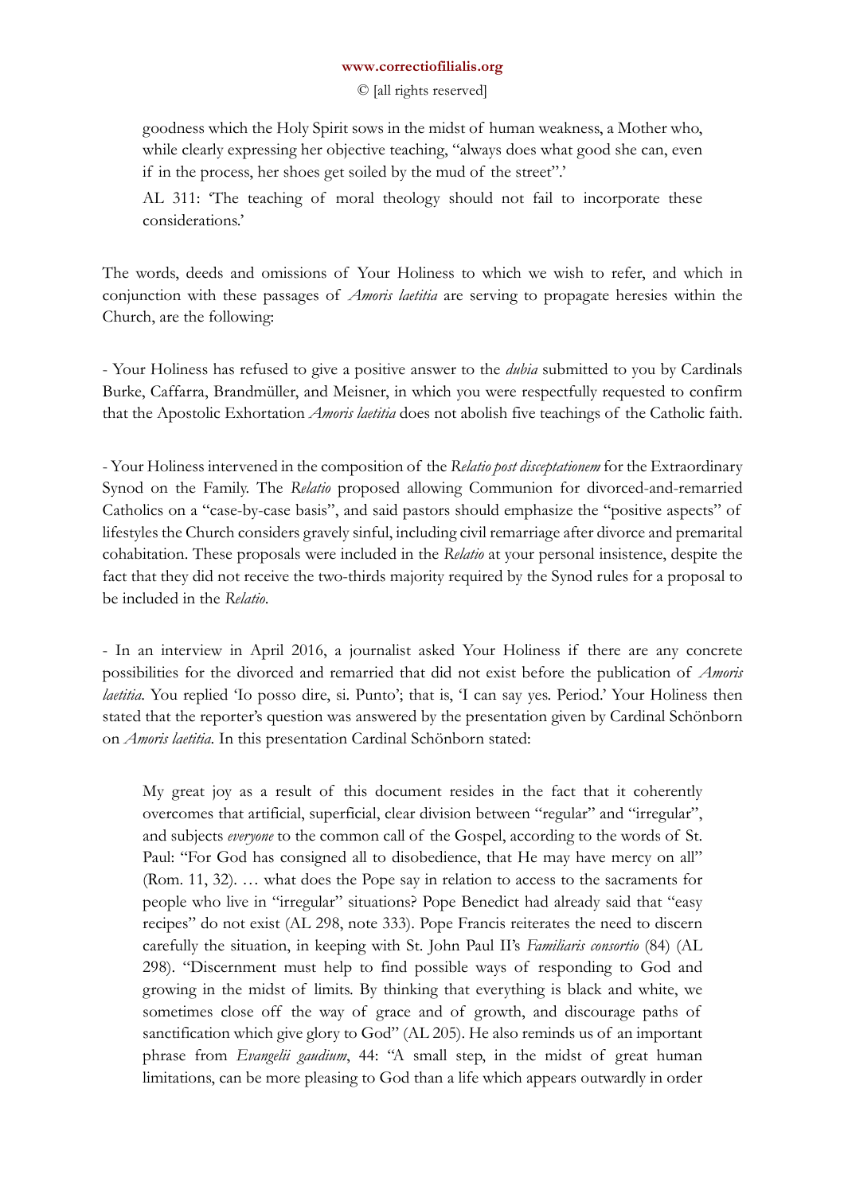> goodness which the Holy Spirit sows in the midst of human weakness, a Mother who, while clearly expressing her objective teaching, "always does what good she can, even if in the process, her shoes get soiled by the mud of the street".'
>
> AL 311: 'The teaching of moral theology should not fail to incorporate these considerations.'

The words, deeds and omissions of Your Holiness to which we wish to refer, and which in conjunction with these passages of *Amoris laetitia* are serving to propagate heresies within the Church, are the following:

- Your Holiness has refused to give a positive answer to the *dubia* submitted to you by Cardinals Burke, Caffarra, Brandmüller, and Meisner, in which you were respectfully requested to confirm that the Apostolic Exhortation *Amoris laetitia* does not abolish five teachings of the Catholic faith.

- Your Holiness intervened in the composition of the *Relatio post disceptationem* for the Extraordinary Synod on the Family. The *Relatio* proposed allowing Communion for divorced-and-remarried Catholics on a "case-by-case basis", and said pastors should emphasize the "positive aspects" of lifestyles the Church considers gravely sinful, including civil remarriage after divorce and premarital cohabitation. These proposals were included in the *Relatio* at your personal insistence, despite the fact that they did not receive the two-thirds majority required by the Synod rules for a proposal to be included in the *Relatio*.

- In an interview in April 2016, a journalist asked Your Holiness if there are any concrete possibilities for the divorced and remarried that did not exist before the publication of *Amoris laetitia*. You replied 'Io posso dire, si. Punto'; that is, 'I can say yes. Period.' Your Holiness then stated that the reporter's question was answered by the presentation given by Cardinal Schönborn on *Amoris laetitia*. In this presentation Cardinal Schönborn stated:

> My great joy as a result of this document resides in the fact that it coherently overcomes that artificial, superficial, clear division between "regular" and "irregular", and subjects *everyone* to the common call of the Gospel, according to the words of St. Paul: "For God has consigned all to disobedience, that He may have mercy on all" (Rom. 11, 32). … what does the Pope say in relation to access to the sacraments for people who live in "irregular" situations? Pope Benedict had already said that "easy recipes" do not exist (AL 298, note 333). Pope Francis reiterates the need to discern carefully the situation, in keeping with St. John Paul II's *Familiaris consortio* (84) (AL 298). "Discernment must help to find possible ways of responding to God and growing in the midst of limits. By thinking that everything is black and white, we sometimes close off the way of grace and of growth, and discourage paths of sanctification which give glory to God" (AL 205). He also reminds us of an important phrase from *Evangelii gaudium*, 44: "A small step, in the midst of great human limitations, can be more pleasing to God than a life which appears outwardly in order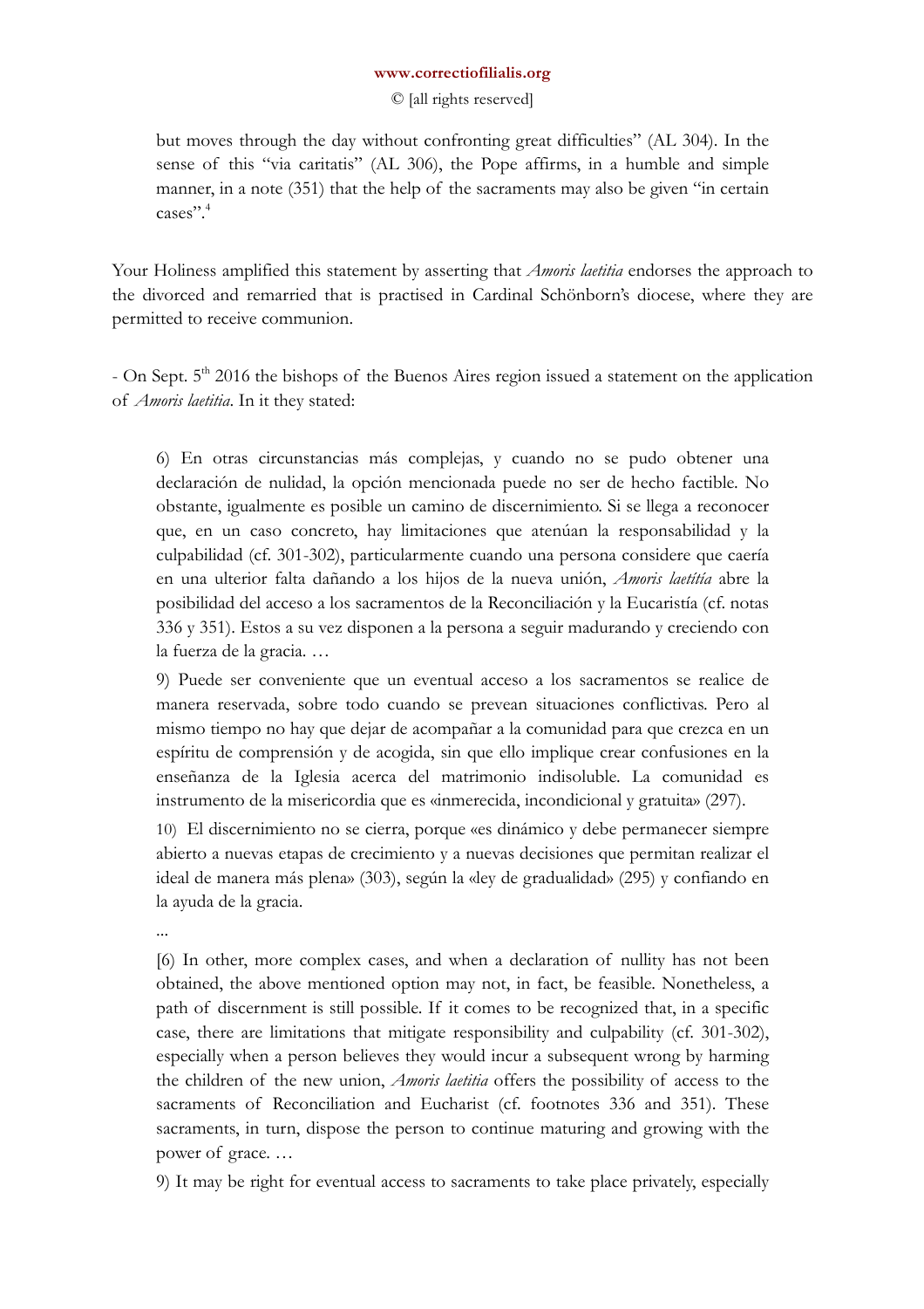> but moves through the day without confronting great difficulties" (AL 304). In the sense of this "via caritatis" (AL 306), the Pope affirms, in a humble and simple manner, in a note (351) that the help of the sacraments may also be given "in certain cases".[4]

Your Holiness amplified this statement by asserting that *Amoris laetitia* endorses the approach to the divorced and remarried that is practised in Cardinal Schönborn's diocese, where they are permitted to receive communion.

- On Sept. 5th 2016 the bishops of the Buenos Aires region issued a statement on the application of *Amoris laetitia*. In it they stated:

> 6) En otras circunstancias más complejas, y cuando no se pudo obtener una declaración de nulidad, la opción mencionada puede no ser de hecho factible. No obstante, igualmente es posible un camino de discernimiento. Si se llega a reconocer que, en un caso concreto, hay limitaciones que atenúan la responsabilidad y la culpabilidad (cf. 301-302), particularmente cuando una persona considere que caería en una ulterior falta dañando a los hijos de la nueva unión, *Amoris laetitia* abre la posibilidad del acceso a los sacramentos de la Reconciliación y la Eucaristía (cf. notas 336 y 351). Estos a su vez disponen a la persona a seguir madurando y creciendo con la fuerza de la gracia. …
>
> 9) Puede ser conveniente que un eventual acceso a los sacramentos se realice de manera reservada, sobre todo cuando se prevean situaciones conflictivas. Pero al mismo tiempo no hay que dejar de acompañar a la comunidad para que crezca en un espíritu de comprensión y de acogida, sin que ello implique crear confusiones en la enseñanza de la Iglesia acerca del matrimonio indisoluble. La comunidad es instrumento de la misericordia que es «inmerecida, incondicional y gratuita» (297).
>
> 10) El discernimiento no se cierra, porque «es dinámico y debe permanecer siempre abierto a nuevas etapas de crecimiento y a nuevas decisiones que permitan realizar el ideal de manera más plena» (303), según la «ley de gradualidad» (295) y confiando en la ayuda de la gracia.
>
> ...
>
> [6) In other, more complex cases, and when a declaration of nullity has not been obtained, the above mentioned option may not, in fact, be feasible. Nonetheless, a path of discernment is still possible. If it comes to be recognized that, in a specific case, there are limitations that mitigate responsibility and culpability (cf. 301-302), especially when a person believes they would incur a subsequent wrong by harming the children of the new union, *Amoris laetitia* offers the possibility of access to the sacraments of Reconciliation and Eucharist (cf. footnotes 336 and 351). These sacraments, in turn, dispose the person to continue maturing and growing with the power of grace. …
>
> 9) It may be right for eventual access to sacraments to take place privately, especially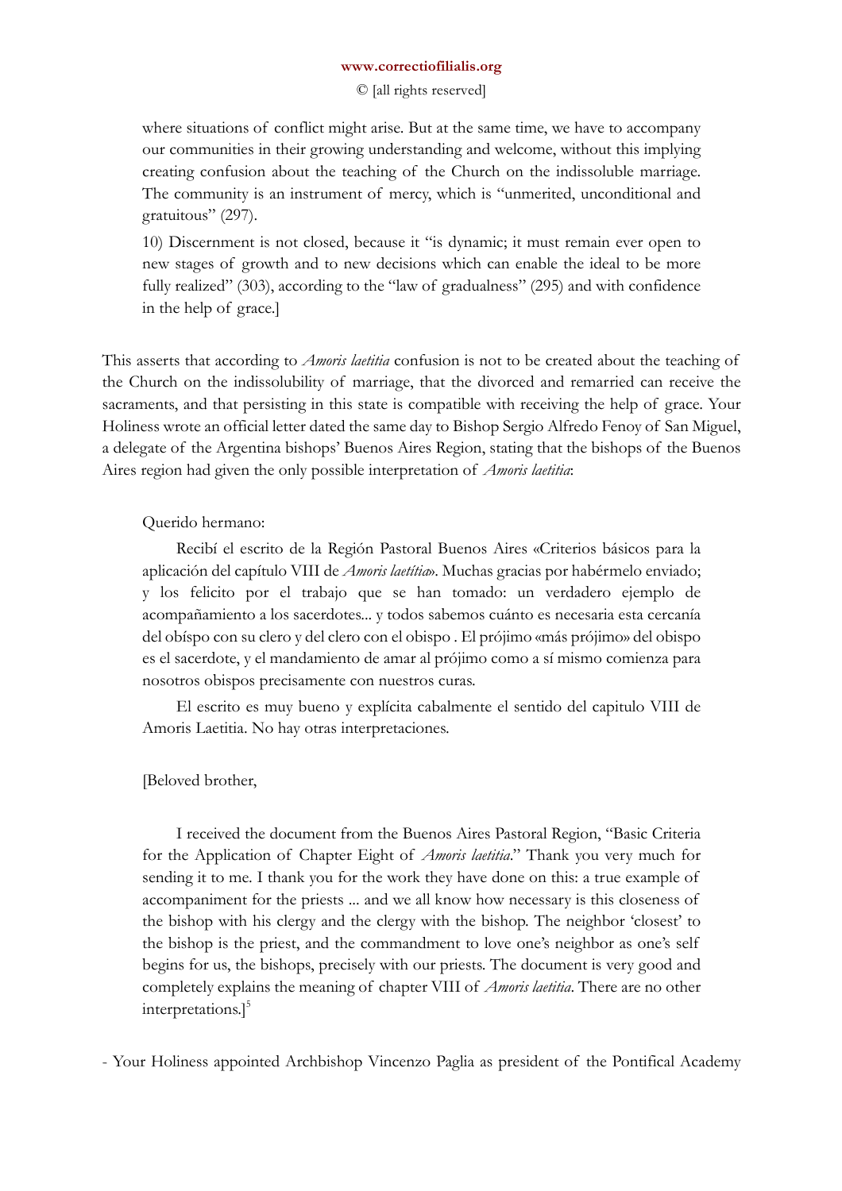where situations of conflict might arise. But at the same time, we have to accompany our communities in their growing understanding and welcome, without this implying creating confusion about the teaching of the Church on the indissoluble marriage. The community is an instrument of mercy, which is "unmerited, unconditional and gratuitous" (297).

> 10) Discernment is not closed, because it "is dynamic; it must remain ever open to new stages of growth and to new decisions which can enable the ideal to be more fully realized" (303), according to the "law of gradualness" (295) and with confidence in the help of grace.]

This asserts that according to *Amoris laetitia* confusion is not to be created about the teaching of the Church on the indissolubility of marriage, that the divorced and remarried can receive the sacraments, and that persisting in this state is compatible with receiving the help of grace. Your Holiness wrote an official letter dated the same day to Bishop Sergio Alfredo Fenoy of San Miguel, a delegate of the Argentina bishops' Buenos Aires Region, stating that the bishops of the Buenos Aires region had given the only possible interpretation of *Amoris laetitia*:

> Querido hermano:
>
> Recibí el escrito de la Región Pastoral Buenos Aires «Criterios básicos para la aplicación del capítulo VIII de *Amoris laetítia*». Muchas gracias por habérmelo enviado; y los felicito por el trabajo que se han tomado: un verdadero ejemplo de acompañamiento a los sacerdotes... y todos sabemos cuánto es necesaria esta cercanía del obíspo con su clero y del clero con el obispo . El prójimo «más prójimo» del obispo es el sacerdote, y el mandamiento de amar al prójimo como a sí mismo comienza para nosotros obispos precisamente con nuestros curas.
>
> El escrito es muy bueno y explícita cabalmente el sentido del capitulo VIII de Amoris Laetitia. No hay otras interpretaciones.
>
> [Beloved brother,
>
> I received the document from the Buenos Aires Pastoral Region, "Basic Criteria for the Application of Chapter Eight of *Amoris laetitia*." Thank you very much for sending it to me. I thank you for the work they have done on this: a true example of accompaniment for the priests ... and we all know how necessary is this closeness of the bishop with his clergy and the clergy with the bishop. The neighbor 'closest' to the bishop is the priest, and the commandment to love one's neighbor as one's self begins for us, the bishops, precisely with our priests. The document is very good and completely explains the meaning of chapter VIII of *Amoris laetitia*. There are no other interpretations.][5]

- Your Holiness appointed Archbishop Vincenzo Paglia as president of the Pontifical Academy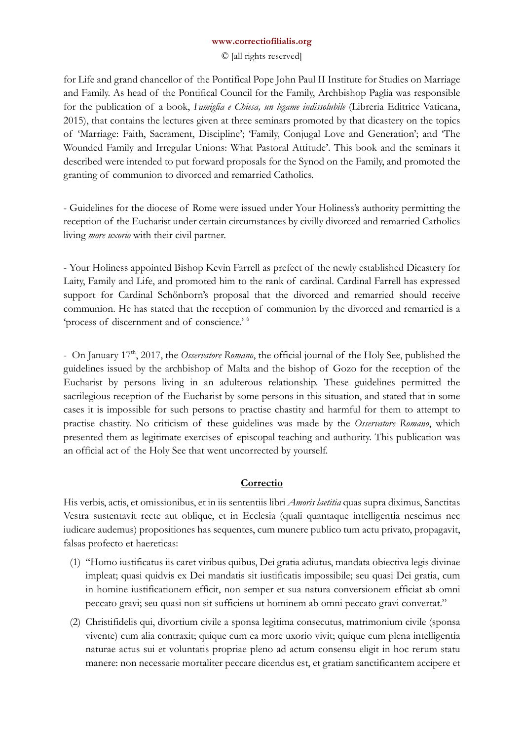for Life and grand chancellor of the Pontifical Pope John Paul II Institute for Studies on Marriage and Family. As head of the Pontifical Council for the Family, Archbishop Paglia was responsible for the publication of a book, *Famiglia e Chiesa, un legame indissolubile* (Libreria Editrice Vaticana, 2015), that contains the lectures given at three seminars promoted by that dicastery on the topics of 'Marriage: Faith, Sacrament, Discipline'; 'Family, Conjugal Love and Generation'; and 'The Wounded Family and Irregular Unions: What Pastoral Attitude'. This book and the seminars it described were intended to put forward proposals for the Synod on the Family, and promoted the granting of communion to divorced and remarried Catholics.

- Guidelines for the diocese of Rome were issued under Your Holiness's authority permitting the reception of the Eucharist under certain circumstances by civilly divorced and remarried Catholics living *more uxorio* with their civil partner.

- Your Holiness appointed Bishop Kevin Farrell as prefect of the newly established Dicastery for Laity, Family and Life, and promoted him to the rank of cardinal. Cardinal Farrell has expressed support for Cardinal Schönborn's proposal that the divorced and remarried should receive communion. He has stated that the reception of communion by the divorced and remarried is a 'process of discernment and of conscience.' [6]

- On January 17th, 2017, the *Osservatore Romano*, the official journal of the Holy See, published the guidelines issued by the archbishop of Malta and the bishop of Gozo for the reception of the Eucharist by persons living in an adulterous relationship. These guidelines permitted the sacrilegious reception of the Eucharist by some persons in this situation, and stated that in some cases it is impossible for such persons to practise chastity and harmful for them to attempt to practise chastity. No criticism of these guidelines was made by the *Osservatore Romano*, which presented them as legitimate exercises of episcopal teaching and authority. This publication was an official act of the Holy See that went uncorrected by yourself.

## Correctio

His verbis, actis, et omissionibus, et in iis sententiis libri *Amoris laetitia* quas supra diximus, Sanctitas Vestra sustentavit recte aut oblique, et in Ecclesia (quali quantaque intelligentia nescimus nec iudicare audemus) propositiones has sequentes, cum munere publico tum actu privato, propagavit, falsas profecto et haereticas:

1. "Homo iustificatus iis caret viribus quibus, Dei gratia adiutus, mandata obiectiva legis divinae impleat; quasi quidvis ex Dei mandatis sit iustificatis impossibile; seu quasi Dei gratia, cum in homine iustificationem efficit, non semper et sua natura conversionem efficiat ab omni peccato gravi; seu quasi non sit sufficiens ut hominem ab omni peccato gravi convertat."
2. Christifidelis qui, divortium civile a sponsa legitima consecutus, matrimonium civile (sponsa vivente) cum alia contraxit; quique cum ea more uxorio vivit; quique cum plena intelligentia naturae actus sui et voluntatis propriae pleno ad actum consensu eligit in hoc rerum statu manere: non necessarie mortaliter peccare dicendus est, et gratiam sanctificantem accipere et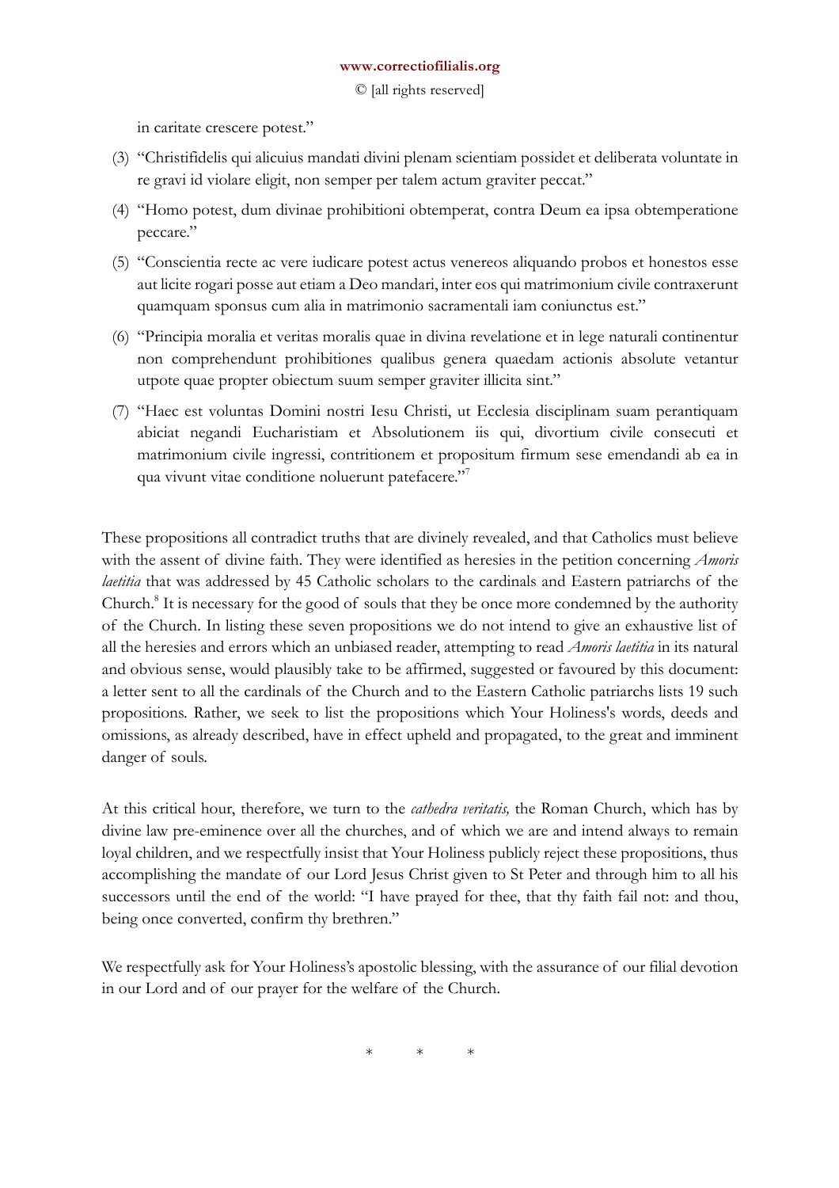in caritate crescere potest."

(3) "Christifidelis qui alicuius mandati divini plenam scientiam possidet et deliberata voluntate in re gravi id violare eligit, non semper per talem actum graviter peccat."

(4) "Homo potest, dum divinae prohibitioni obtemperat, contra Deum ea ipsa obtemperatione peccare."

(5) "Conscientia recte ac vere iudicare potest actus venereos aliquando probos et honestos esse aut licite rogari posse aut etiam a Deo mandari, inter eos qui matrimonium civile contraxerunt quamquam sponsus cum alia in matrimonio sacramentali iam coniunctus est."

(6) "Principia moralia et veritas moralis quae in divina revelatione et in lege naturali continentur non comprehendunt prohibitiones qualibus genera quaedam actionis absolute vetantur utpote quae propter obiectum suum semper graviter illicita sint."

(7) "Haec est voluntas Domini nostri Iesu Christi, ut Ecclesia disciplinam suam perantiquam abiciat negandi Eucharistiam et Absolutionem iis qui, divortium civile consecuti et matrimonium civile ingressi, contritionem et propositum firmum sese emendandi ab ea in qua vivunt vitae conditione noluerunt patefacere."[7]

These propositions all contradict truths that are divinely revealed, and that Catholics must believe with the assent of divine faith. They were identified as heresies in the petition concerning *Amoris laetitia* that was addressed by 45 Catholic scholars to the cardinals and Eastern patriarchs of the Church.[8] It is necessary for the good of souls that they be once more condemned by the authority of the Church. In listing these seven propositions we do not intend to give an exhaustive list of all the heresies and errors which an unbiased reader, attempting to read *Amoris laetitia* in its natural and obvious sense, would plausibly take to be affirmed, suggested or favoured by this document: a letter sent to all the cardinals of the Church and to the Eastern Catholic patriarchs lists 19 such propositions. Rather, we seek to list the propositions which Your Holiness's words, deeds and omissions, as already described, have in effect upheld and propagated, to the great and imminent danger of souls.

At this critical hour, therefore, we turn to the *cathedra veritatis,* the Roman Church, which has by divine law pre-eminence over all the churches, and of which we are and intend always to remain loyal children, and we respectfully insist that Your Holiness publicly reject these propositions, thus accomplishing the mandate of our Lord Jesus Christ given to St Peter and through him to all his successors until the end of the world: "I have prayed for thee, that thy faith fail not: and thou, being once converted, confirm thy brethren."

We respectfully ask for Your Holiness's apostolic blessing, with the assurance of our filial devotion in our Lord and of our prayer for the welfare of the Church.

\* \* \*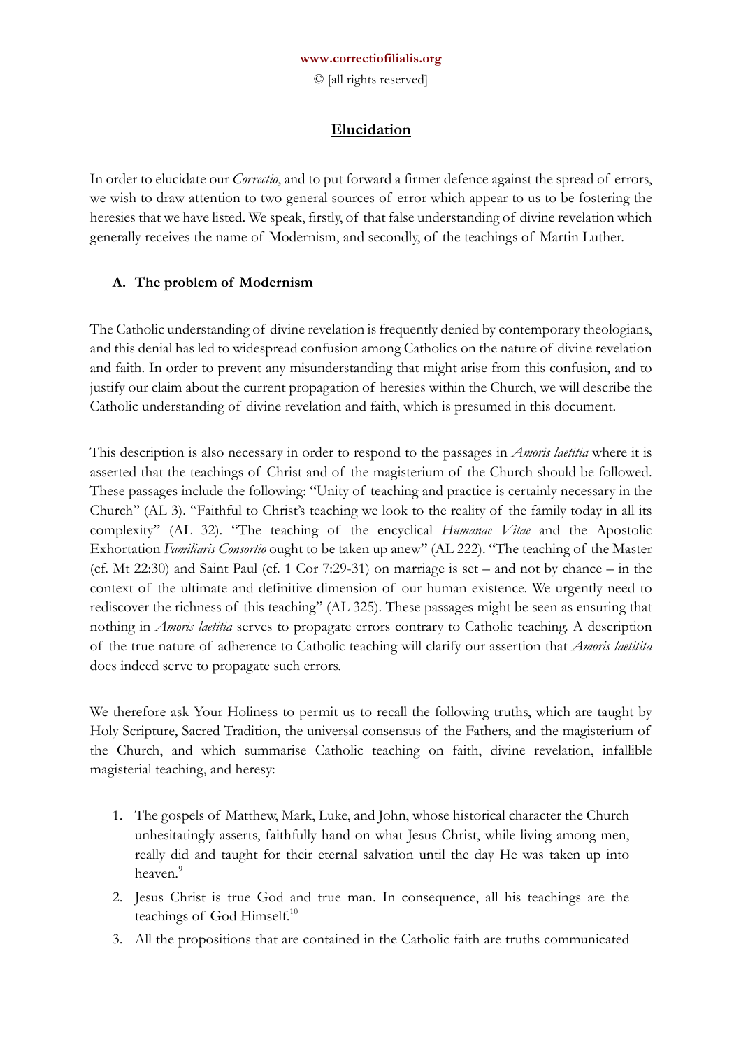www.correctiofilialis.org

© [all rights reserved]

# Elucidation

In order to elucidate our *Correctio*, and to put forward a firmer defence against the spread of errors, we wish to draw attention to two general sources of error which appear to us to be fostering the heresies that we have listed. We speak, firstly, of that false understanding of divine revelation which generally receives the name of Modernism, and secondly, of the teachings of Martin Luther.

## A. The problem of Modernism

The Catholic understanding of divine revelation is frequently denied by contemporary theologians, and this denial has led to widespread confusion among Catholics on the nature of divine revelation and faith. In order to prevent any misunderstanding that might arise from this confusion, and to justify our claim about the current propagation of heresies within the Church, we will describe the Catholic understanding of divine revelation and faith, which is presumed in this document.

This description is also necessary in order to respond to the passages in *Amoris laetitia* where it is asserted that the teachings of Christ and of the magisterium of the Church should be followed. These passages include the following: "Unity of teaching and practice is certainly necessary in the Church" (AL 3). "Faithful to Christ's teaching we look to the reality of the family today in all its complexity" (AL 32). "The teaching of the encyclical *Humanae Vitae* and the Apostolic Exhortation *Familiaris Consortio* ought to be taken up anew" (AL 222). "The teaching of the Master (cf. Mt 22:30) and Saint Paul (cf. 1 Cor 7:29-31) on marriage is set – and not by chance – in the context of the ultimate and definitive dimension of our human existence. We urgently need to rediscover the richness of this teaching" (AL 325). These passages might be seen as ensuring that nothing in *Amoris laetitia* serves to propagate errors contrary to Catholic teaching. A description of the true nature of adherence to Catholic teaching will clarify our assertion that *Amoris laetitita* does indeed serve to propagate such errors.

We therefore ask Your Holiness to permit us to recall the following truths, which are taught by Holy Scripture, Sacred Tradition, the universal consensus of the Fathers, and the magisterium of the Church, and which summarise Catholic teaching on faith, divine revelation, infallible magisterial teaching, and heresy:

1. The gospels of Matthew, Mark, Luke, and John, whose historical character the Church unhesitatingly asserts, faithfully hand on what Jesus Christ, while living among men, really did and taught for their eternal salvation until the day He was taken up into heaven.[9]
2. Jesus Christ is true God and true man. In consequence, all his teachings are the teachings of God Himself.[10]
3. All the propositions that are contained in the Catholic faith are truths communicated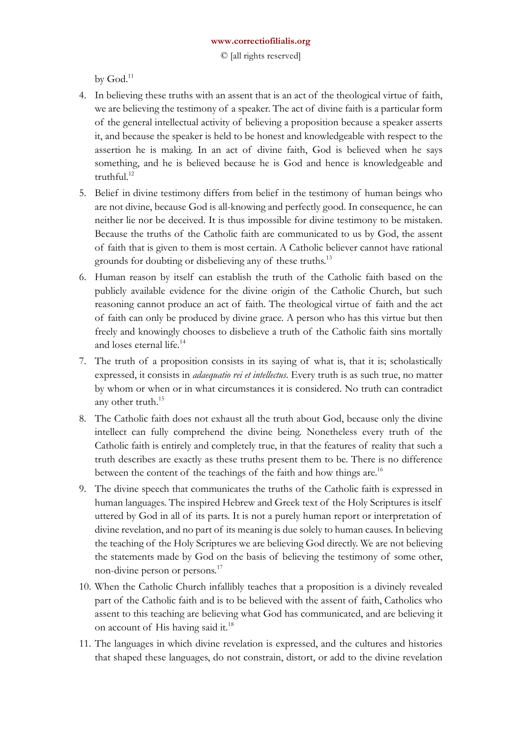by God.[11]

4. In believing these truths with an assent that is an act of the theological virtue of faith, we are believing the testimony of a speaker. The act of divine faith is a particular form of the general intellectual activity of believing a proposition because a speaker asserts it, and because the speaker is held to be honest and knowledgeable with respect to the assertion he is making. In an act of divine faith, God is believed when he says something, and he is believed because he is God and hence is knowledgeable and truthful.[12]

5. Belief in divine testimony differs from belief in the testimony of human beings who are not divine, because God is all-knowing and perfectly good. In consequence, he can neither lie nor be deceived. It is thus impossible for divine testimony to be mistaken. Because the truths of the Catholic faith are communicated to us by God, the assent of faith that is given to them is most certain. A Catholic believer cannot have rational grounds for doubting or disbelieving any of these truths.[13]

6. Human reason by itself can establish the truth of the Catholic faith based on the publicly available evidence for the divine origin of the Catholic Church, but such reasoning cannot produce an act of faith. The theological virtue of faith and the act of faith can only be produced by divine grace. A person who has this virtue but then freely and knowingly chooses to disbelieve a truth of the Catholic faith sins mortally and loses eternal life.[14]

7. The truth of a proposition consists in its saying of what is, that it is; scholastically expressed, it consists in *adaequatio rei et intellectus*. Every truth is as such true, no matter by whom or when or in what circumstances it is considered. No truth can contradict any other truth.[15]

8. The Catholic faith does not exhaust all the truth about God, because only the divine intellect can fully comprehend the divine being. Nonetheless every truth of the Catholic faith is entirely and completely true, in that the features of reality that such a truth describes are exactly as these truths present them to be. There is no difference between the content of the teachings of the faith and how things are.[16]

9. The divine speech that communicates the truths of the Catholic faith is expressed in human languages. The inspired Hebrew and Greek text of the Holy Scriptures is itself uttered by God in all of its parts. It is not a purely human report or interpretation of divine revelation, and no part of its meaning is due solely to human causes. In believing the teaching of the Holy Scriptures we are believing God directly. We are not believing the statements made by God on the basis of believing the testimony of some other, non-divine person or persons.[17]

10. When the Catholic Church infallibly teaches that a proposition is a divinely revealed part of the Catholic faith and is to be believed with the assent of faith, Catholics who assent to this teaching are believing what God has communicated, and are believing it on account of His having said it.[18]

11. The languages in which divine revelation is expressed, and the cultures and histories that shaped these languages, do not constrain, distort, or add to the divine revelation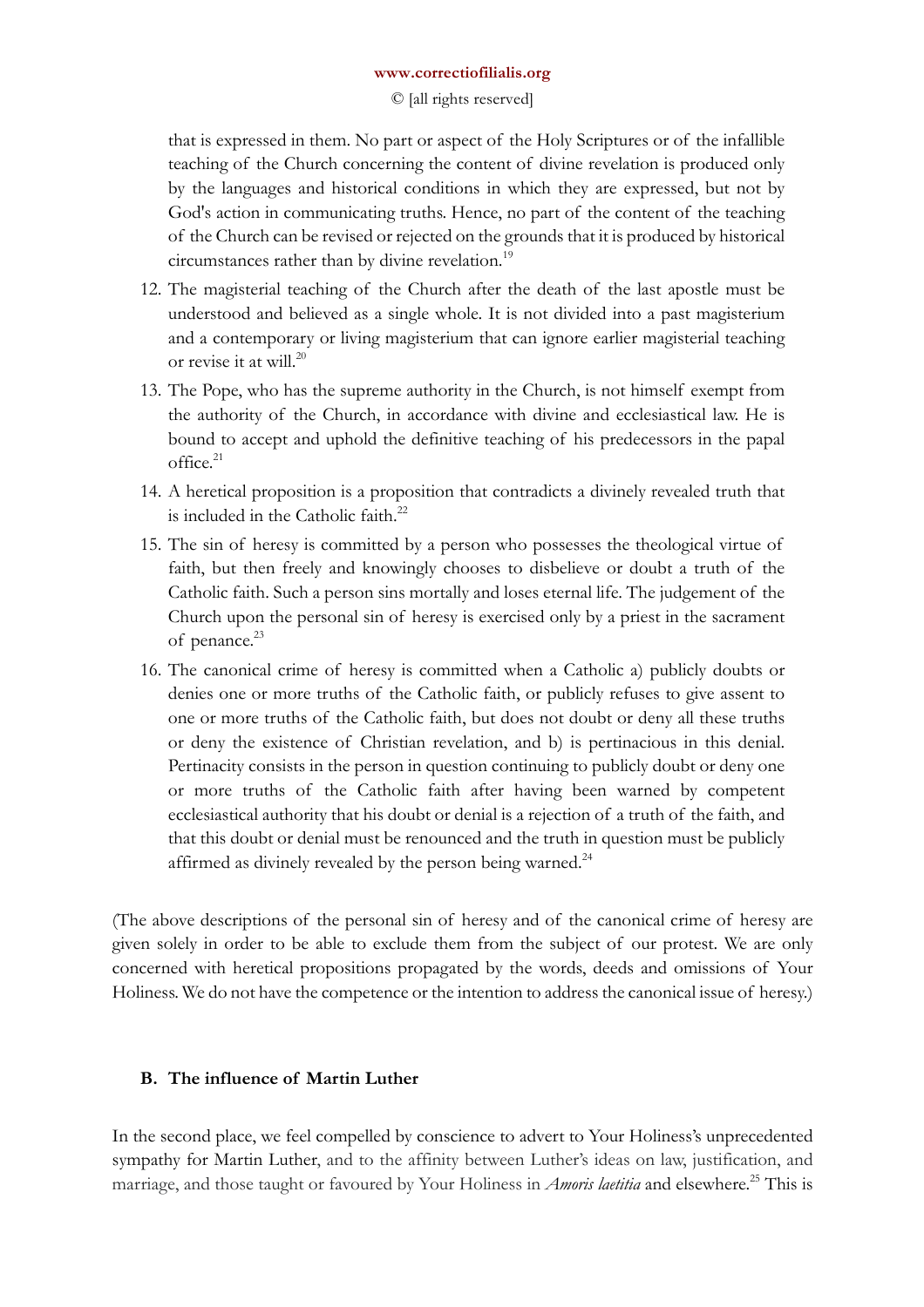that is expressed in them. No part or aspect of the Holy Scriptures or of the infallible teaching of the Church concerning the content of divine revelation is produced only by the languages and historical conditions in which they are expressed, but not by God's action in communicating truths. Hence, no part of the content of the teaching of the Church can be revised or rejected on the grounds that it is produced by historical circumstances rather than by divine revelation.[19]

12. The magisterial teaching of the Church after the death of the last apostle must be understood and believed as a single whole. It is not divided into a past magisterium and a contemporary or living magisterium that can ignore earlier magisterial teaching or revise it at will.[20]
13. The Pope, who has the supreme authority in the Church, is not himself exempt from the authority of the Church, in accordance with divine and ecclesiastical law. He is bound to accept and uphold the definitive teaching of his predecessors in the papal office.[21]
14. A heretical proposition is a proposition that contradicts a divinely revealed truth that is included in the Catholic faith.[22]
15. The sin of heresy is committed by a person who possesses the theological virtue of faith, but then freely and knowingly chooses to disbelieve or doubt a truth of the Catholic faith. Such a person sins mortally and loses eternal life. The judgement of the Church upon the personal sin of heresy is exercised only by a priest in the sacrament of penance.[23]
16. The canonical crime of heresy is committed when a Catholic a) publicly doubts or denies one or more truths of the Catholic faith, or publicly refuses to give assent to one or more truths of the Catholic faith, but does not doubt or deny all these truths or deny the existence of Christian revelation, and b) is pertinacious in this denial. Pertinacity consists in the person in question continuing to publicly doubt or deny one or more truths of the Catholic faith after having been warned by competent ecclesiastical authority that his doubt or denial is a rejection of a truth of the faith, and that this doubt or denial must be renounced and the truth in question must be publicly affirmed as divinely revealed by the person being warned.[24]

(The above descriptions of the personal sin of heresy and of the canonical crime of heresy are given solely in order to be able to exclude them from the subject of our protest. We are only concerned with heretical propositions propagated by the words, deeds and omissions of Your Holiness. We do not have the competence or the intention to address the canonical issue of heresy.)

### B. The influence of Martin Luther

In the second place, we feel compelled by conscience to advert to Your Holiness's unprecedented sympathy for Martin Luther, and to the affinity between Luther's ideas on law, justification, and marriage, and those taught or favoured by Your Holiness in *Amoris laetitia* and elsewhere.[25] This is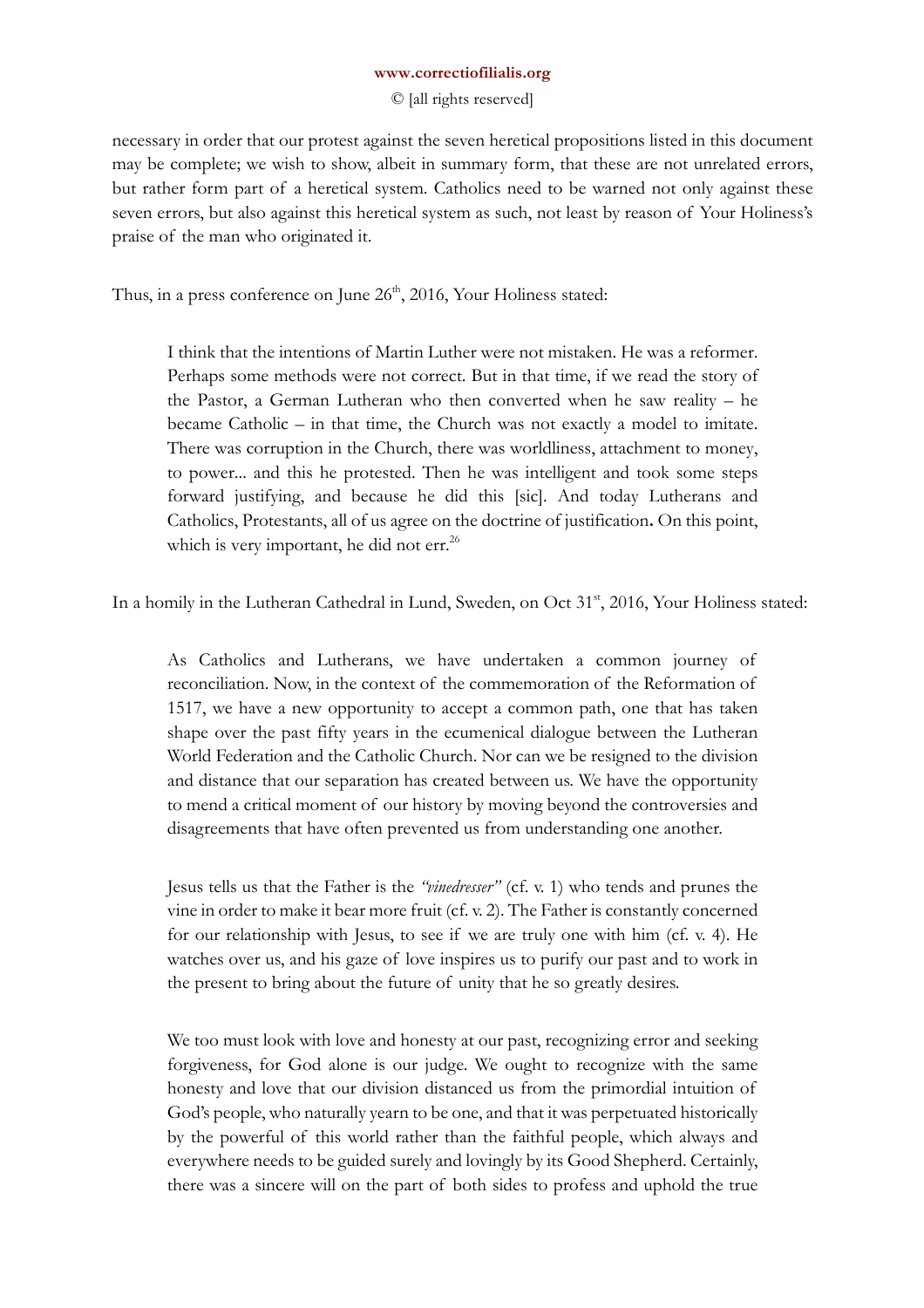necessary in order that our protest against the seven heretical propositions listed in this document may be complete; we wish to show, albeit in summary form, that these are not unrelated errors, but rather form part of a heretical system. Catholics need to be warned not only against these seven errors, but also against this heretical system as such, not least by reason of Your Holiness's praise of the man who originated it.

Thus, in a press conference on June 26th, 2016, Your Holiness stated:

> I think that the intentions of Martin Luther were not mistaken. He was a reformer. Perhaps some methods were not correct. But in that time, if we read the story of the Pastor, a German Lutheran who then converted when he saw reality – he became Catholic – in that time, the Church was not exactly a model to imitate. There was corruption in the Church, there was worldliness, attachment to money, to power... and this he protested. Then he was intelligent and took some steps forward justifying, and because he did this [sic]. And today Lutherans and Catholics, Protestants, all of us agree on the doctrine of justification**.** On this point, which is very important, he did not err.[26]

In a homily in the Lutheran Cathedral in Lund, Sweden, on Oct 31st, 2016, Your Holiness stated:

> As Catholics and Lutherans, we have undertaken a common journey of reconciliation. Now, in the context of the commemoration of the Reformation of 1517, we have a new opportunity to accept a common path, one that has taken shape over the past fifty years in the ecumenical dialogue between the Lutheran World Federation and the Catholic Church. Nor can we be resigned to the division and distance that our separation has created between us. We have the opportunity to mend a critical moment of our history by moving beyond the controversies and disagreements that have often prevented us from understanding one another.
>
> Jesus tells us that the Father is the *"vinedresser"* (cf. v. 1) who tends and prunes the vine in order to make it bear more fruit (cf. v. 2). The Father is constantly concerned for our relationship with Jesus, to see if we are truly one with him (cf. v. 4). He watches over us, and his gaze of love inspires us to purify our past and to work in the present to bring about the future of unity that he so greatly desires.
>
> We too must look with love and honesty at our past, recognizing error and seeking forgiveness, for God alone is our judge. We ought to recognize with the same honesty and love that our division distanced us from the primordial intuition of God's people, who naturally yearn to be one, and that it was perpetuated historically by the powerful of this world rather than the faithful people, which always and everywhere needs to be guided surely and lovingly by its Good Shepherd. Certainly, there was a sincere will on the part of both sides to profess and uphold the true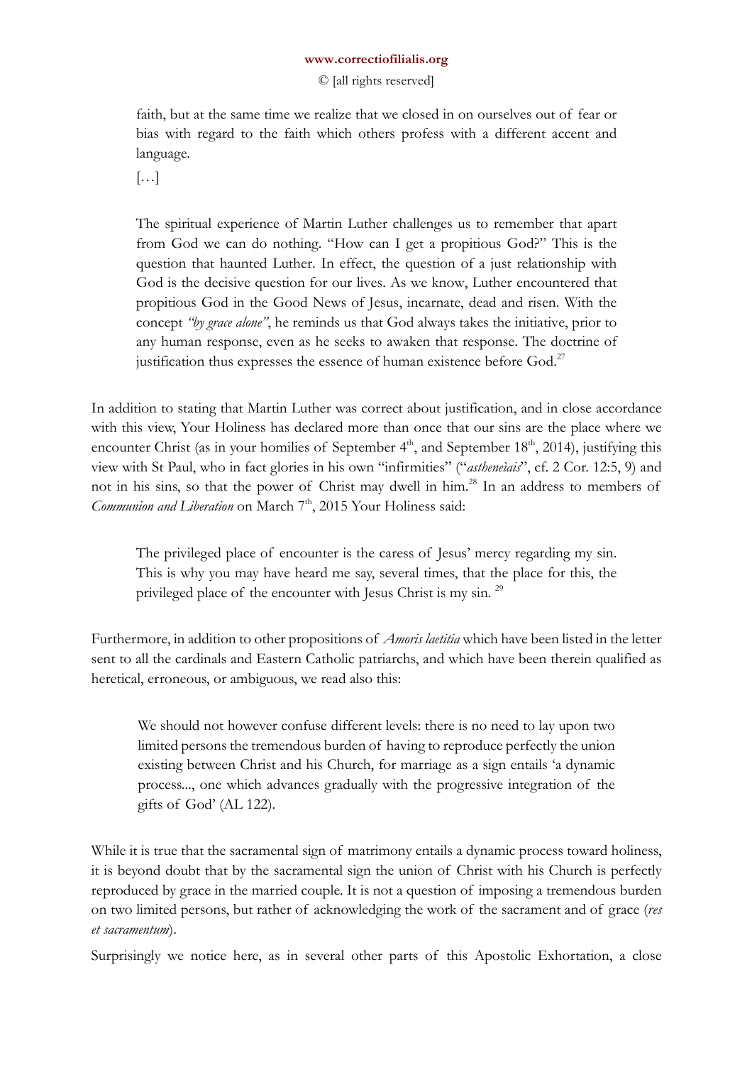> faith, but at the same time we realize that we closed in on ourselves out of fear or bias with regard to the faith which others profess with a different accent and language.
>
> […]
>
> The spiritual experience of Martin Luther challenges us to remember that apart from God we can do nothing. "How can I get a propitious God?" This is the question that haunted Luther. In effect, the question of a just relationship with God is the decisive question for our lives. As we know, Luther encountered that propitious God in the Good News of Jesus, incarnate, dead and risen. With the concept *"by grace alone"*, he reminds us that God always takes the initiative, prior to any human response, even as he seeks to awaken that response. The doctrine of justification thus expresses the essence of human existence before God.[27]

In addition to stating that Martin Luther was correct about justification, and in close accordance with this view, Your Holiness has declared more than once that our sins are the place where we encounter Christ (as in your homilies of September 4th, and September 18th, 2014), justifying this view with St Paul, who in fact glories in his own "infirmities" ("*astheneìais*", cf. 2 Cor. 12:5, 9) and not in his sins, so that the power of Christ may dwell in him.[28] In an address to members of *Communion and Liberation* on March 7th, 2015 Your Holiness said:

> The privileged place of encounter is the caress of Jesus' mercy regarding my sin. This is why you may have heard me say, several times, that the place for this, the privileged place of the encounter with Jesus Christ is my sin. [29]

Furthermore, in addition to other propositions of *Amoris laetitia* which have been listed in the letter sent to all the cardinals and Eastern Catholic patriarchs, and which have been therein qualified as heretical, erroneous, or ambiguous, we read also this:

> We should not however confuse different levels: there is no need to lay upon two limited persons the tremendous burden of having to reproduce perfectly the union existing between Christ and his Church, for marriage as a sign entails 'a dynamic process..., one which advances gradually with the progressive integration of the gifts of God' (AL 122).

While it is true that the sacramental sign of matrimony entails a dynamic process toward holiness, it is beyond doubt that by the sacramental sign the union of Christ with his Church is perfectly reproduced by grace in the married couple. It is not a question of imposing a tremendous burden on two limited persons, but rather of acknowledging the work of the sacrament and of grace (*res et sacramentum*).

Surprisingly we notice here, as in several other parts of this Apostolic Exhortation, a close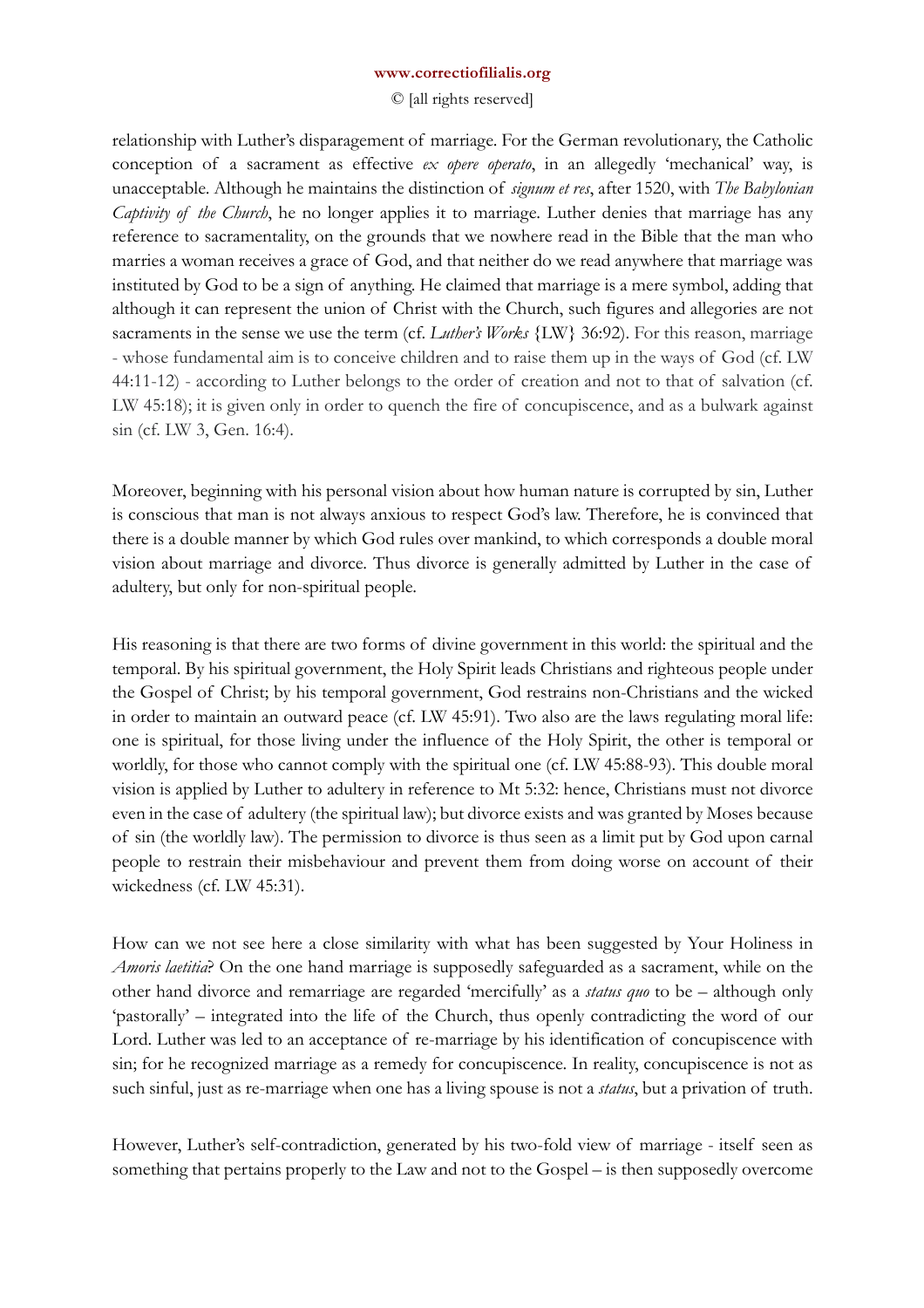relationship with Luther's disparagement of marriage. For the German revolutionary, the Catholic conception of a sacrament as effective *ex opere operato*, in an allegedly 'mechanical' way, is unacceptable. Although he maintains the distinction of *signum et res*, after 1520, with *The Babylonian Captivity of the Church*, he no longer applies it to marriage. Luther denies that marriage has any reference to sacramentality, on the grounds that we nowhere read in the Bible that the man who marries a woman receives a grace of God, and that neither do we read anywhere that marriage was instituted by God to be a sign of anything. He claimed that marriage is a mere symbol, adding that although it can represent the union of Christ with the Church, such figures and allegories are not sacraments in the sense we use the term (cf. *Luther's Works* {LW} 36:92). For this reason, marriage - whose fundamental aim is to conceive children and to raise them up in the ways of God (cf. LW 44:11-12) - according to Luther belongs to the order of creation and not to that of salvation (cf. LW 45:18); it is given only in order to quench the fire of concupiscence, and as a bulwark against sin (cf. LW 3, Gen. 16:4).

Moreover, beginning with his personal vision about how human nature is corrupted by sin, Luther is conscious that man is not always anxious to respect God's law. Therefore, he is convinced that there is a double manner by which God rules over mankind, to which corresponds a double moral vision about marriage and divorce. Thus divorce is generally admitted by Luther in the case of adultery, but only for non-spiritual people.

His reasoning is that there are two forms of divine government in this world: the spiritual and the temporal. By his spiritual government, the Holy Spirit leads Christians and righteous people under the Gospel of Christ; by his temporal government, God restrains non-Christians and the wicked in order to maintain an outward peace (cf. LW 45:91). Two also are the laws regulating moral life: one is spiritual, for those living under the influence of the Holy Spirit, the other is temporal or worldly, for those who cannot comply with the spiritual one (cf. LW 45:88-93). This double moral vision is applied by Luther to adultery in reference to Mt 5:32: hence, Christians must not divorce even in the case of adultery (the spiritual law); but divorce exists and was granted by Moses because of sin (the worldly law). The permission to divorce is thus seen as a limit put by God upon carnal people to restrain their misbehaviour and prevent them from doing worse on account of their wickedness (cf. LW 45:31).

How can we not see here a close similarity with what has been suggested by Your Holiness in *Amoris laetitia*? On the one hand marriage is supposedly safeguarded as a sacrament, while on the other hand divorce and remarriage are regarded 'mercifully' as a *status quo* to be – although only 'pastorally' – integrated into the life of the Church, thus openly contradicting the word of our Lord. Luther was led to an acceptance of re-marriage by his identification of concupiscence with sin; for he recognized marriage as a remedy for concupiscence. In reality, concupiscence is not as such sinful, just as re-marriage when one has a living spouse is not a *status*, but a privation of truth.

However, Luther's self-contradiction, generated by his two-fold view of marriage - itself seen as something that pertains properly to the Law and not to the Gospel – is then supposedly overcome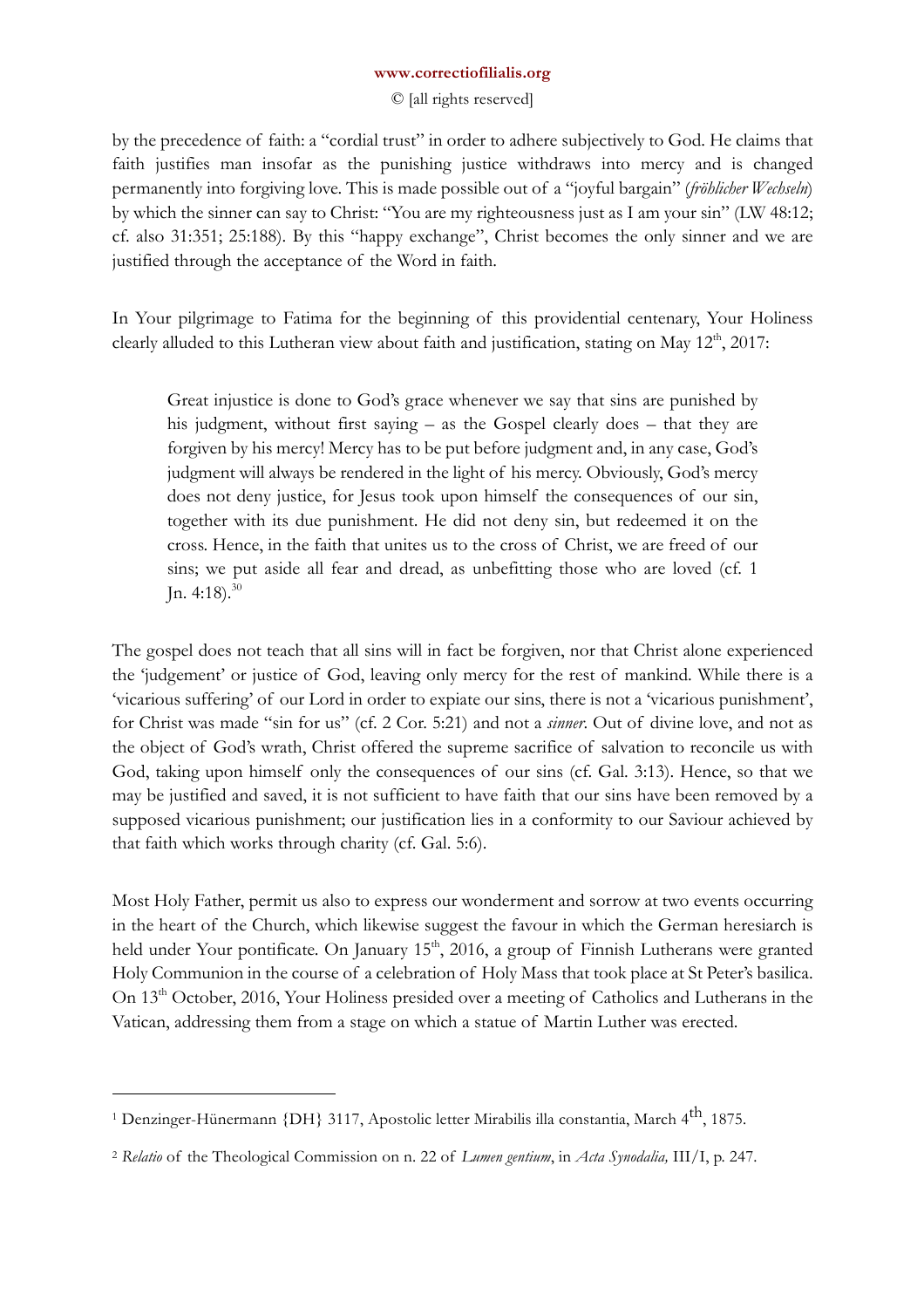by the precedence of faith: a "cordial trust" in order to adhere subjectively to God. He claims that faith justifies man insofar as the punishing justice withdraws into mercy and is changed permanently into forgiving love. This is made possible out of a "joyful bargain" (*fröhlicher Wechseln*) by which the sinner can say to Christ: "You are my righteousness just as I am your sin" (LW 48:12; cf. also 31:351; 25:188). By this "happy exchange", Christ becomes the only sinner and we are justified through the acceptance of the Word in faith.

In Your pilgrimage to Fatima for the beginning of this providential centenary, Your Holiness clearly alluded to this Lutheran view about faith and justification, stating on May 12th, 2017:

> Great injustice is done to God's grace whenever we say that sins are punished by his judgment, without first saying – as the Gospel clearly does – that they are forgiven by his mercy! Mercy has to be put before judgment and, in any case, God's judgment will always be rendered in the light of his mercy. Obviously, God's mercy does not deny justice, for Jesus took upon himself the consequences of our sin, together with its due punishment. He did not deny sin, but redeemed it on the cross. Hence, in the faith that unites us to the cross of Christ, we are freed of our sins; we put aside all fear and dread, as unbefitting those who are loved (cf. 1 Jn. 4:18).[30]

The gospel does not teach that all sins will in fact be forgiven, nor that Christ alone experienced the 'judgement' or justice of God, leaving only mercy for the rest of mankind. While there is a 'vicarious suffering' of our Lord in order to expiate our sins, there is not a 'vicarious punishment', for Christ was made "sin for us" (cf. 2 Cor. 5:21) and not a *sinner*. Out of divine love, and not as the object of God's wrath, Christ offered the supreme sacrifice of salvation to reconcile us with God, taking upon himself only the consequences of our sins (cf. Gal. 3:13). Hence, so that we may be justified and saved, it is not sufficient to have faith that our sins have been removed by a supposed vicarious punishment; our justification lies in a conformity to our Saviour achieved by that faith which works through charity (cf. Gal. 5:6).

Most Holy Father, permit us also to express our wonderment and sorrow at two events occurring in the heart of the Church, which likewise suggest the favour in which the German heresiarch is held under Your pontificate. On January 15th, 2016, a group of Finnish Lutherans were granted Holy Communion in the course of a celebration of Holy Mass that took place at St Peter's basilica. On 13th October, 2016, Your Holiness presided over a meeting of Catholics and Lutherans in the Vatican, addressing them from a stage on which a statue of Martin Luther was erected.

---

[1] Denzinger-Hünermann {DH} 3117, Apostolic letter Mirabilis illa constantia, March 4th, 1875.

[2] *Relatio* of the Theological Commission on n. 22 of *Lumen gentium*, in *Acta Synodalia,* III/I, p. 247.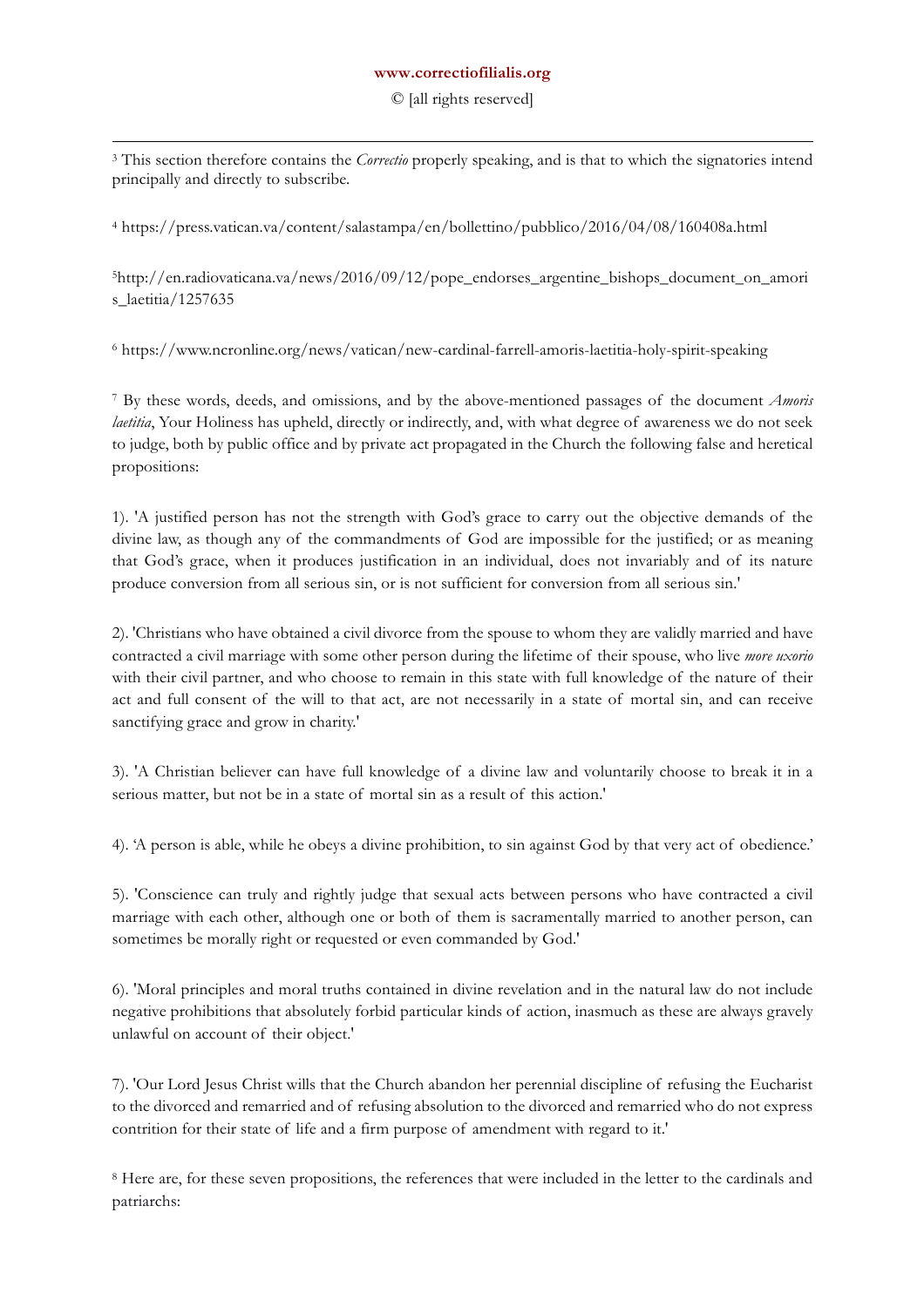[3] This section therefore contains the *Correctio* properly speaking, and is that to which the signatories intend principally and directly to subscribe.

[4] https://press.vatican.va/content/salastampa/en/bollettino/pubblico/2016/04/08/160408a.html

[5] http://en.radiovaticana.va/news/2016/09/12/pope_endorses_argentine_bishops_document_on_amoris_laetitia/1257635

[6] https://www.ncronline.org/news/vatican/new-cardinal-farrell-amoris-laetitia-holy-spirit-speaking

[7] By these words, deeds, and omissions, and by the above-mentioned passages of the document *Amoris laetitia*, Your Holiness has upheld, directly or indirectly, and, with what degree of awareness we do not seek to judge, both by public office and by private act propagated in the Church the following false and heretical propositions:

1). 'A justified person has not the strength with God's grace to carry out the objective demands of the divine law, as though any of the commandments of God are impossible for the justified; or as meaning that God's grace, when it produces justification in an individual, does not invariably and of its nature produce conversion from all serious sin, or is not sufficient for conversion from all serious sin.'

2). 'Christians who have obtained a civil divorce from the spouse to whom they are validly married and have contracted a civil marriage with some other person during the lifetime of their spouse, who live *more uxorio* with their civil partner, and who choose to remain in this state with full knowledge of the nature of their act and full consent of the will to that act, are not necessarily in a state of mortal sin, and can receive sanctifying grace and grow in charity.'

3). 'A Christian believer can have full knowledge of a divine law and voluntarily choose to break it in a serious matter, but not be in a state of mortal sin as a result of this action.'

4). 'A person is able, while he obeys a divine prohibition, to sin against God by that very act of obedience.'

5). 'Conscience can truly and rightly judge that sexual acts between persons who have contracted a civil marriage with each other, although one or both of them is sacramentally married to another person, can sometimes be morally right or requested or even commanded by God.'

6). 'Moral principles and moral truths contained in divine revelation and in the natural law do not include negative prohibitions that absolutely forbid particular kinds of action, inasmuch as these are always gravely unlawful on account of their object.'

7). 'Our Lord Jesus Christ wills that the Church abandon her perennial discipline of refusing the Eucharist to the divorced and remarried and of refusing absolution to the divorced and remarried who do not express contrition for their state of life and a firm purpose of amendment with regard to it.'

[8] Here are, for these seven propositions, the references that were included in the letter to the cardinals and patriarchs: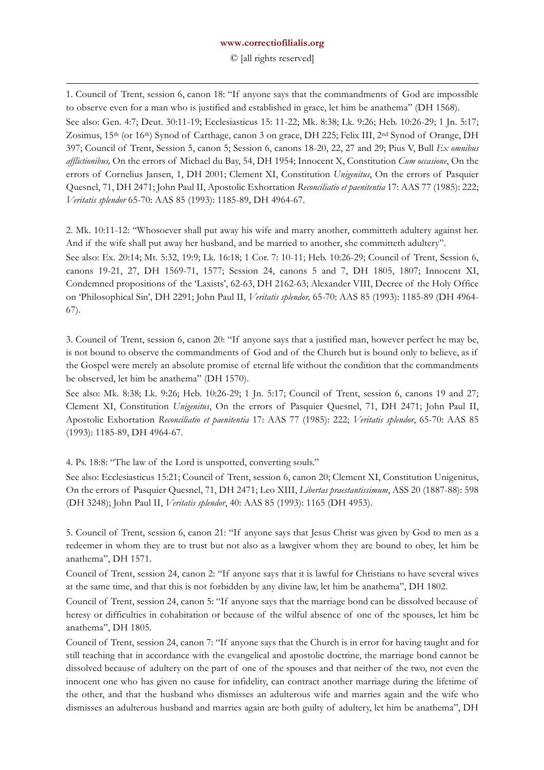1. Council of Trent, session 6, canon 18: "If anyone says that the commandments of God are impossible to observe even for a man who is justified and established in grace, let him be anathema" (DH 1568).

See also: Gen. 4:7; Deut. 30:11-19; Ecclesiasticus 15: 11-22; Mk. 8:38; Lk. 9:26; Heb. 10:26-29; 1 Jn. 5:17; Zosimus, 15th (or 16th) Synod of Carthage, canon 3 on grace, DH 225; Felix III, 2nd Synod of Orange, DH 397; Council of Trent, Session 5, canon 5; Session 6, canons 18-20, 22, 27 and 29; Pius V, Bull *Ex omnibus afflictionibus,* On the errors of Michael du Bay, 54, DH 1954; Innocent X, Constitution *Cum occasione*, On the errors of Cornelius Jansen, 1, DH 2001; Clement XI, Constitution *Unigenitus*, On the errors of Pasquier Quesnel, 71, DH 2471; John Paul II, Apostolic Exhortation *Reconciliatio et paenitentia* 17: AAS 77 (1985): 222; *Veritatis splendor* 65-70: AAS 85 (1993): 1185-89, DH 4964-67.

2. Mk. 10:11-12: "Whosoever shall put away his wife and marry another, committeth adultery against her. And if the wife shall put away her husband, and be married to another, she committeth adultery".

See also: Ex. 20:14; Mt. 5:32, 19:9; Lk. 16:18; 1 Cor. 7: 10-11; Heb. 10:26-29; Council of Trent, Session 6, canons 19-21, 27, DH 1569-71, 1577; Session 24, canons 5 and 7, DH 1805, 1807; Innocent XI, Condemned propositions of the 'Laxists', 62-63, DH 2162-63; Alexander VIII, Decree of the Holy Office on 'Philosophical Sin', DH 2291; John Paul II, *Veritatis splendor,* 65-70: AAS 85 (1993): 1185-89 (DH 4964-67).

3. Council of Trent, session 6, canon 20: "If anyone says that a justified man, however perfect he may be, is not bound to observe the commandments of God and of the Church but is bound only to believe, as if the Gospel were merely an absolute promise of eternal life without the condition that the commandments be observed, let him be anathema" (DH 1570).

See also: Mk. 8:38; Lk. 9:26; Heb. 10:26-29; 1 Jn. 5:17; Council of Trent, session 6, canons 19 and 27; Clement XI, Constitution *Unigenitus*, On the errors of Pasquier Quesnel, 71, DH 2471; John Paul II, Apostolic Exhortation *Reconciliatio et paenitentia* 17: AAS 77 (1985): 222; *Veritatis splendor*, 65-70: AAS 85 (1993): 1185-89, DH 4964-67.

4. Ps. 18:8: "The law of the Lord is unspotted, converting souls."

See also: Ecclesiasticus 15:21; Council of Trent, session 6, canon 20; Clement XI, Constitution Unigenitus, On the errors of Pasquier Quesnel, 71, DH 2471; Leo XIII, *Libertas praestantissimum*, ASS 20 (1887-88): 598 (DH 3248); John Paul II, *Veritatis splendor*, 40: AAS 85 (1993): 1165 (DH 4953).

5. Council of Trent, session 6, canon 21: "If anyone says that Jesus Christ was given by God to men as a redeemer in whom they are to trust but not also as a lawgiver whom they are bound to obey, let him be anathema", DH 1571.

Council of Trent, session 24, canon 2: "If anyone says that it is lawful for Christians to have several wives at the same time, and that this is not forbidden by any divine law, let him be anathema", DH 1802.

Council of Trent, session 24, canon 5: "If anyone says that the marriage bond can be dissolved because of heresy or difficulties in cohabitation or because of the wilful absence of one of the spouses, let him be anathema", DH 1805.

Council of Trent, session 24, canon 7: "If anyone says that the Church is in error for having taught and for still teaching that in accordance with the evangelical and apostolic doctrine, the marriage bond cannot be dissolved because of adultery on the part of one of the spouses and that neither of the two, not even the innocent one who has given no cause for infidelity, can contract another marriage during the lifetime of the other, and that the husband who dismisses an adulterous wife and marries again and the wife who dismisses an adulterous husband and marries again are both guilty of adultery, let him be anathema", DH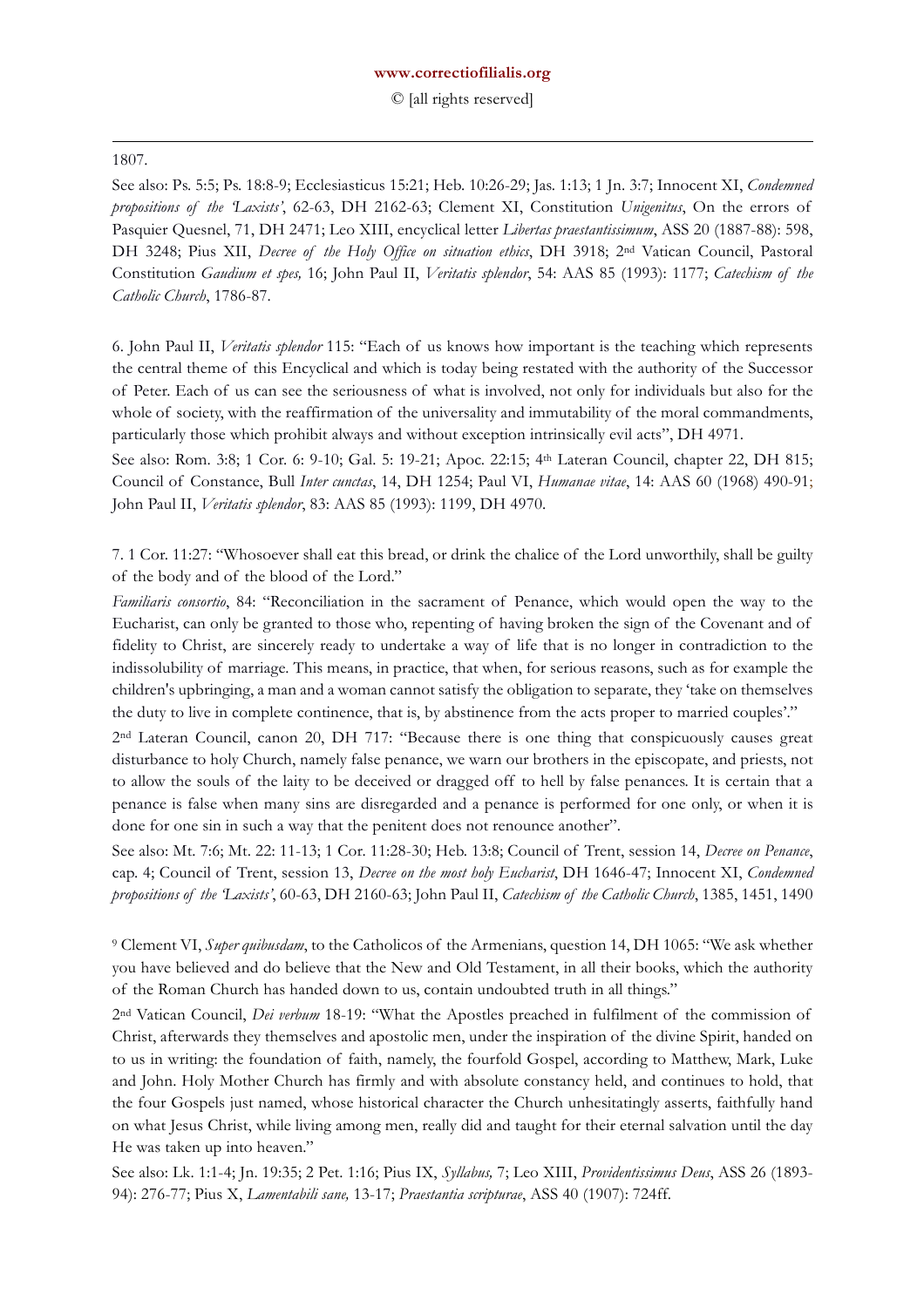1807.

See also: Ps. 5:5; Ps. 18:8-9; Ecclesiasticus 15:21; Heb. 10:26-29; Jas. 1:13; 1 Jn. 3:7; Innocent XI, *Condemned propositions of the 'Laxists'*, 62-63, DH 2162-63; Clement XI, Constitution *Unigenitus*, On the errors of Pasquier Quesnel, 71, DH 2471; Leo XIII, encyclical letter *Libertas praestantissimum*, ASS 20 (1887-88): 598, DH 3248; Pius XII, *Decree of the Holy Office on situation ethics*, DH 3918; 2nd Vatican Council, Pastoral Constitution *Gaudium et spes,* 16; John Paul II, *Veritatis splendor*, 54: AAS 85 (1993): 1177; *Catechism of the Catholic Church*, 1786-87.

6. John Paul II, *Veritatis splendor* 115: "Each of us knows how important is the teaching which represents the central theme of this Encyclical and which is today being restated with the authority of the Successor of Peter. Each of us can see the seriousness of what is involved, not only for individuals but also for the whole of society, with the reaffirmation of the universality and immutability of the moral commandments, particularly those which prohibit always and without exception intrinsically evil acts", DH 4971.

See also: Rom. 3:8; 1 Cor. 6: 9-10; Gal. 5: 19-21; Apoc. 22:15; 4th Lateran Council, chapter 22, DH 815; Council of Constance, Bull *Inter cunctas*, 14, DH 1254; Paul VI, *Humanae vitae*, 14: AAS 60 (1968) 490-91; John Paul II, *Veritatis splendor*, 83: AAS 85 (1993): 1199, DH 4970.

7. 1 Cor. 11:27: "Whosoever shall eat this bread, or drink the chalice of the Lord unworthily, shall be guilty of the body and of the blood of the Lord."

*Familiaris consortio*, 84: "Reconciliation in the sacrament of Penance, which would open the way to the Eucharist, can only be granted to those who, repenting of having broken the sign of the Covenant and of fidelity to Christ, are sincerely ready to undertake a way of life that is no longer in contradiction to the indissolubility of marriage. This means, in practice, that when, for serious reasons, such as for example the children's upbringing, a man and a woman cannot satisfy the obligation to separate, they 'take on themselves the duty to live in complete continence, that is, by abstinence from the acts proper to married couples'."

2nd Lateran Council, canon 20, DH 717: "Because there is one thing that conspicuously causes great disturbance to holy Church, namely false penance, we warn our brothers in the episcopate, and priests, not to allow the souls of the laity to be deceived or dragged off to hell by false penances. It is certain that a penance is false when many sins are disregarded and a penance is performed for one only, or when it is done for one sin in such a way that the penitent does not renounce another".

See also: Mt. 7:6; Mt. 22: 11-13; 1 Cor. 11:28-30; Heb. 13:8; Council of Trent, session 14, *Decree on Penance*, cap. 4; Council of Trent, session 13, *Decree on the most holy Eucharist*, DH 1646-47; Innocent XI, *Condemned propositions of the 'Laxists'*, 60-63, DH 2160-63; John Paul II, *Catechism of the Catholic Church*, 1385, 1451, 1490

[9] Clement VI, *Super quibusdam*, to the Catholicos of the Armenians, question 14, DH 1065: "We ask whether you have believed and do believe that the New and Old Testament, in all their books, which the authority of the Roman Church has handed down to us, contain undoubted truth in all things."

2nd Vatican Council, *Dei verbum* 18-19: "What the Apostles preached in fulfilment of the commission of Christ, afterwards they themselves and apostolic men, under the inspiration of the divine Spirit, handed on to us in writing: the foundation of faith, namely, the fourfold Gospel, according to Matthew, Mark, Luke and John. Holy Mother Church has firmly and with absolute constancy held, and continues to hold, that the four Gospels just named, whose historical character the Church unhesitatingly asserts, faithfully hand on what Jesus Christ, while living among men, really did and taught for their eternal salvation until the day He was taken up into heaven."

See also: Lk. 1:1-4; Jn. 19:35; 2 Pet. 1:16; Pius IX, *Syllabus,* 7; Leo XIII, *Providentissimus Deus*, ASS 26 (1893-94): 276-77; Pius X, *Lamentabili sane,* 13-17; *Praestantia scripturae*, ASS 40 (1907): 724ff.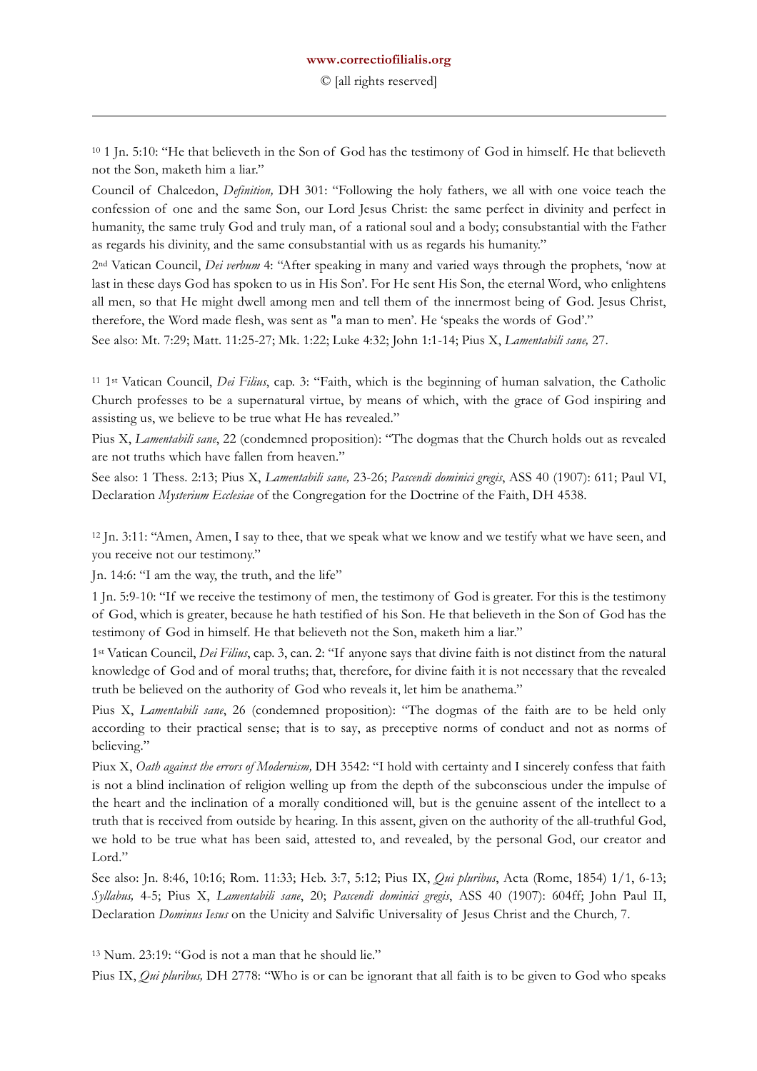[10] 1 Jn. 5:10: "He that believeth in the Son of God has the testimony of God in himself. He that believeth not the Son, maketh him a liar."

Council of Chalcedon, *Definition,* DH 301: "Following the holy fathers, we all with one voice teach the confession of one and the same Son, our Lord Jesus Christ: the same perfect in divinity and perfect in humanity, the same truly God and truly man, of a rational soul and a body; consubstantial with the Father as regards his divinity, and the same consubstantial with us as regards his humanity."

2nd Vatican Council, *Dei verbum* 4: "After speaking in many and varied ways through the prophets, 'now at last in these days God has spoken to us in His Son'. For He sent His Son, the eternal Word, who enlightens all men, so that He might dwell among men and tell them of the innermost being of God. Jesus Christ, therefore, the Word made flesh, was sent as "a man to men'. He 'speaks the words of God'."

See also: Mt. 7:29; Matt. 11:25-27; Mk. 1:22; Luke 4:32; John 1:1-14; Pius X, *Lamentabili sane,* 27.

[11] 1st Vatican Council, *Dei Filius*, cap. 3: "Faith, which is the beginning of human salvation, the Catholic Church professes to be a supernatural virtue, by means of which, with the grace of God inspiring and assisting us, we believe to be true what He has revealed."

Pius X, *Lamentabili sane*, 22 (condemned proposition): "The dogmas that the Church holds out as revealed are not truths which have fallen from heaven."

See also: 1 Thess. 2:13; Pius X, *Lamentabili sane,* 23-26; *Pascendi dominici gregis*, ASS 40 (1907): 611; Paul VI, Declaration *Mysterium Ecclesiae* of the Congregation for the Doctrine of the Faith, DH 4538.

[12] Jn. 3:11: "Amen, Amen, I say to thee, that we speak what we know and we testify what we have seen, and you receive not our testimony."

Jn. 14:6: "I am the way, the truth, and the life"

1 Jn. 5:9-10: "If we receive the testimony of men, the testimony of God is greater. For this is the testimony of God, which is greater, because he hath testified of his Son. He that believeth in the Son of God has the testimony of God in himself. He that believeth not the Son, maketh him a liar."

1st Vatican Council, *Dei Filius*, cap. 3, can. 2: "If anyone says that divine faith is not distinct from the natural knowledge of God and of moral truths; that, therefore, for divine faith it is not necessary that the revealed truth be believed on the authority of God who reveals it, let him be anathema."

Pius X, *Lamentabili sane*, 26 (condemned proposition): "The dogmas of the faith are to be held only according to their practical sense; that is to say, as preceptive norms of conduct and not as norms of believing."

Piux X, *Oath against the errors of Modernism,* DH 3542: "I hold with certainty and I sincerely confess that faith is not a blind inclination of religion welling up from the depth of the subconscious under the impulse of the heart and the inclination of a morally conditioned will, but is the genuine assent of the intellect to a truth that is received from outside by hearing. In this assent, given on the authority of the all-truthful God, we hold to be true what has been said, attested to, and revealed, by the personal God, our creator and Lord."

See also: Jn. 8:46, 10:16; Rom. 11:33; Heb. 3:7, 5:12; Pius IX, *Qui pluribus*, Acta (Rome, 1854) 1/1, 6-13; *Syllabus,* 4-5; Pius X, *Lamentabili sane*, 20; *Pascendi dominici gregis*, ASS 40 (1907): 604ff; John Paul II, Declaration *Dominus Iesus* on the Unicity and Salvific Universality of Jesus Christ and the Church*,* 7.

[13] Num. 23:19: "God is not a man that he should lie."

Pius IX, *Qui pluribus,* DH 2778: "Who is or can be ignorant that all faith is to be given to God who speaks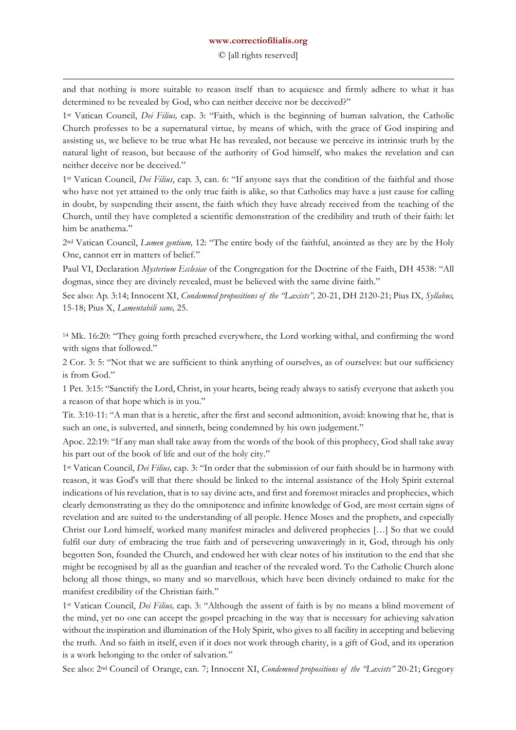and that nothing is more suitable to reason itself than to acquiesce and firmly adhere to what it has determined to be revealed by God, who can neither deceive nor be deceived?"

1st Vatican Council, *Dei Filius,* cap. 3: "Faith, which is the beginning of human salvation, the Catholic Church professes to be a supernatural virtue, by means of which, with the grace of God inspiring and assisting us, we believe to be true what He has revealed, not because we perceive its intrinsic truth by the natural light of reason, but because of the authority of God himself, who makes the revelation and can neither deceive nor be deceived."

1st Vatican Council, *Dei Filius*, cap. 3, can. 6: "If anyone says that the condition of the faithful and those who have not yet attained to the only true faith is alike, so that Catholics may have a just cause for calling in doubt, by suspending their assent, the faith which they have already received from the teaching of the Church, until they have completed a scientific demonstration of the credibility and truth of their faith: let him be anathema."

2nd Vatican Council, *Lumen gentium,* 12: "The entire body of the faithful, anointed as they are by the Holy One, cannot err in matters of belief."

Paul VI, Declaration *Mysterium Ecclesiae* of the Congregation for the Doctrine of the Faith, DH 4538: "All dogmas, since they are divinely revealed, must be believed with the same divine faith."

See also: Ap. 3:14; Innocent XI, *Condemned propositions of the "Laxists",* 20-21, DH 2120-21; Pius IX, *Syllabus,* 15-18; Pius X, *Lamentabili sane,* 25.

[14] Mk. 16:20: "They going forth preached everywhere, the Lord working withal, and confirming the word with signs that followed."

2 Cor. 3: 5: "Not that we are sufficient to think anything of ourselves, as of ourselves: but our sufficiency is from God."

1 Pet. 3:15: "Sanctify the Lord, Christ, in your hearts, being ready always to satisfy everyone that asketh you a reason of that hope which is in you."

Tit. 3:10-11: "A man that is a heretic, after the first and second admonition, avoid: knowing that he, that is such an one, is subverted, and sinneth, being condemned by his own judgement."

Apoc. 22:19: "If any man shall take away from the words of the book of this prophecy, God shall take away his part out of the book of life and out of the holy city."

1st Vatican Council, *Dei Filius,* cap. 3: "In order that the submission of our faith should be in harmony with reason, it was God's will that there should be linked to the internal assistance of the Holy Spirit external indications of his revelation, that is to say divine acts, and first and foremost miracles and prophecies, which clearly demonstrating as they do the omnipotence and infinite knowledge of God, are most certain signs of revelation and are suited to the understanding of all people. Hence Moses and the prophets, and especially Christ our Lord himself, worked many manifest miracles and delivered prophecies […] So that we could fulfil our duty of embracing the true faith and of persevering unwaveringly in it, God, through his only begotten Son, founded the Church, and endowed her with clear notes of his institution to the end that she might be recognised by all as the guardian and teacher of the revealed word. To the Catholic Church alone belong all those things, so many and so marvellous, which have been divinely ordained to make for the manifest credibility of the Christian faith."

1st Vatican Council, *Dei Filius,* cap. 3: "Although the assent of faith is by no means a blind movement of the mind, yet no one can accept the gospel preaching in the way that is necessary for achieving salvation without the inspiration and illumination of the Holy Spirit, who gives to all facility in accepting and believing the truth. And so faith in itself, even if it does not work through charity, is a gift of God, and its operation is a work belonging to the order of salvation."

See also: 2nd Council of Orange, can. 7; Innocent XI, *Condemned propositions of the "Laxists"* 20-21; Gregory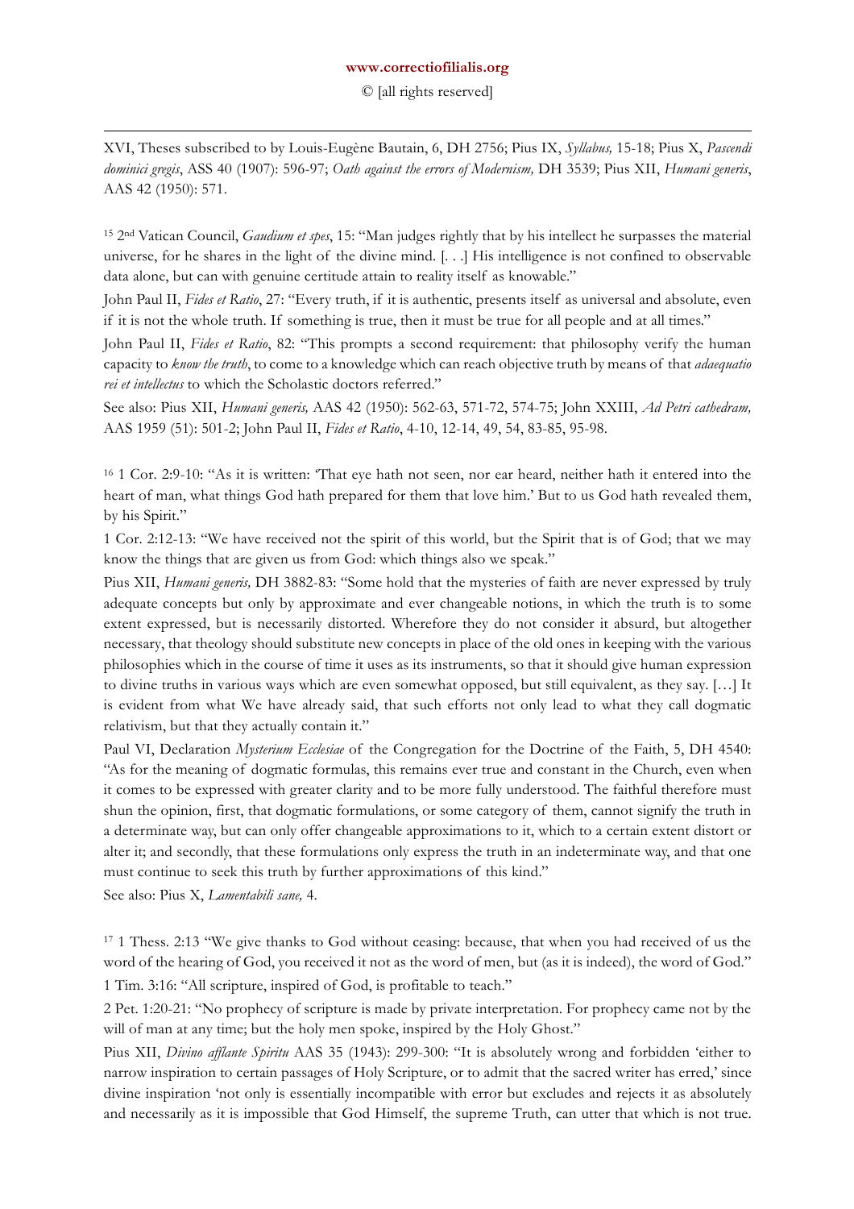XVI, Theses subscribed to by Louis-Eugène Bautain, 6, DH 2756; Pius IX, *Syllabus,* 15-18; Pius X, *Pascendi dominici gregis*, ASS 40 (1907): 596-97; *Oath against the errors of Modernism,* DH 3539; Pius XII, *Humani generis*, AAS 42 (1950): 571.

[15] 2nd Vatican Council, *Gaudium et spes*, 15: "Man judges rightly that by his intellect he surpasses the material universe, for he shares in the light of the divine mind. [. . .] His intelligence is not confined to observable data alone, but can with genuine certitude attain to reality itself as knowable."

John Paul II, *Fides et Ratio*, 27: "Every truth, if it is authentic, presents itself as universal and absolute, even if it is not the whole truth. If something is true, then it must be true for all people and at all times."

John Paul II, *Fides et Ratio*, 82: "This prompts a second requirement: that philosophy verify the human capacity to *know the truth*, to come to a knowledge which can reach objective truth by means of that *adaequatio rei et intellectus* to which the Scholastic doctors referred."

See also: Pius XII, *Humani generis,* AAS 42 (1950): 562-63, 571-72, 574-75; John XXIII, *Ad Petri cathedram,* AAS 1959 (51): 501-2; John Paul II, *Fides et Ratio*, 4-10, 12-14, 49, 54, 83-85, 95-98.

[16] 1 Cor. 2:9-10: "As it is written: 'That eye hath not seen, nor ear heard, neither hath it entered into the heart of man, what things God hath prepared for them that love him.' But to us God hath revealed them, by his Spirit."

1 Cor. 2:12-13: "We have received not the spirit of this world, but the Spirit that is of God; that we may know the things that are given us from God: which things also we speak."

Pius XII, *Humani generis,* DH 3882-83: "Some hold that the mysteries of faith are never expressed by truly adequate concepts but only by approximate and ever changeable notions, in which the truth is to some extent expressed, but is necessarily distorted. Wherefore they do not consider it absurd, but altogether necessary, that theology should substitute new concepts in place of the old ones in keeping with the various philosophies which in the course of time it uses as its instruments, so that it should give human expression to divine truths in various ways which are even somewhat opposed, but still equivalent, as they say. […] It is evident from what We have already said, that such efforts not only lead to what they call dogmatic relativism, but that they actually contain it."

Paul VI, Declaration *Mysterium Ecclesiae* of the Congregation for the Doctrine of the Faith, 5, DH 4540: "As for the meaning of dogmatic formulas, this remains ever true and constant in the Church, even when it comes to be expressed with greater clarity and to be more fully understood. The faithful therefore must shun the opinion, first, that dogmatic formulations, or some category of them, cannot signify the truth in a determinate way, but can only offer changeable approximations to it, which to a certain extent distort or alter it; and secondly, that these formulations only express the truth in an indeterminate way, and that one must continue to seek this truth by further approximations of this kind."

See also: Pius X, *Lamentabili sane,* 4.

[17] 1 Thess. 2:13 "We give thanks to God without ceasing: because, that when you had received of us the word of the hearing of God, you received it not as the word of men, but (as it is indeed), the word of God."

1 Tim. 3:16: "All scripture, inspired of God, is profitable to teach."

2 Pet. 1:20-21: "No prophecy of scripture is made by private interpretation. For prophecy came not by the will of man at any time; but the holy men spoke, inspired by the Holy Ghost."

Pius XII, *Divino afflante Spiritu* AAS 35 (1943): 299-300: "It is absolutely wrong and forbidden 'either to narrow inspiration to certain passages of Holy Scripture, or to admit that the sacred writer has erred,' since divine inspiration 'not only is essentially incompatible with error but excludes and rejects it as absolutely and necessarily as it is impossible that God Himself, the supreme Truth, can utter that which is not true.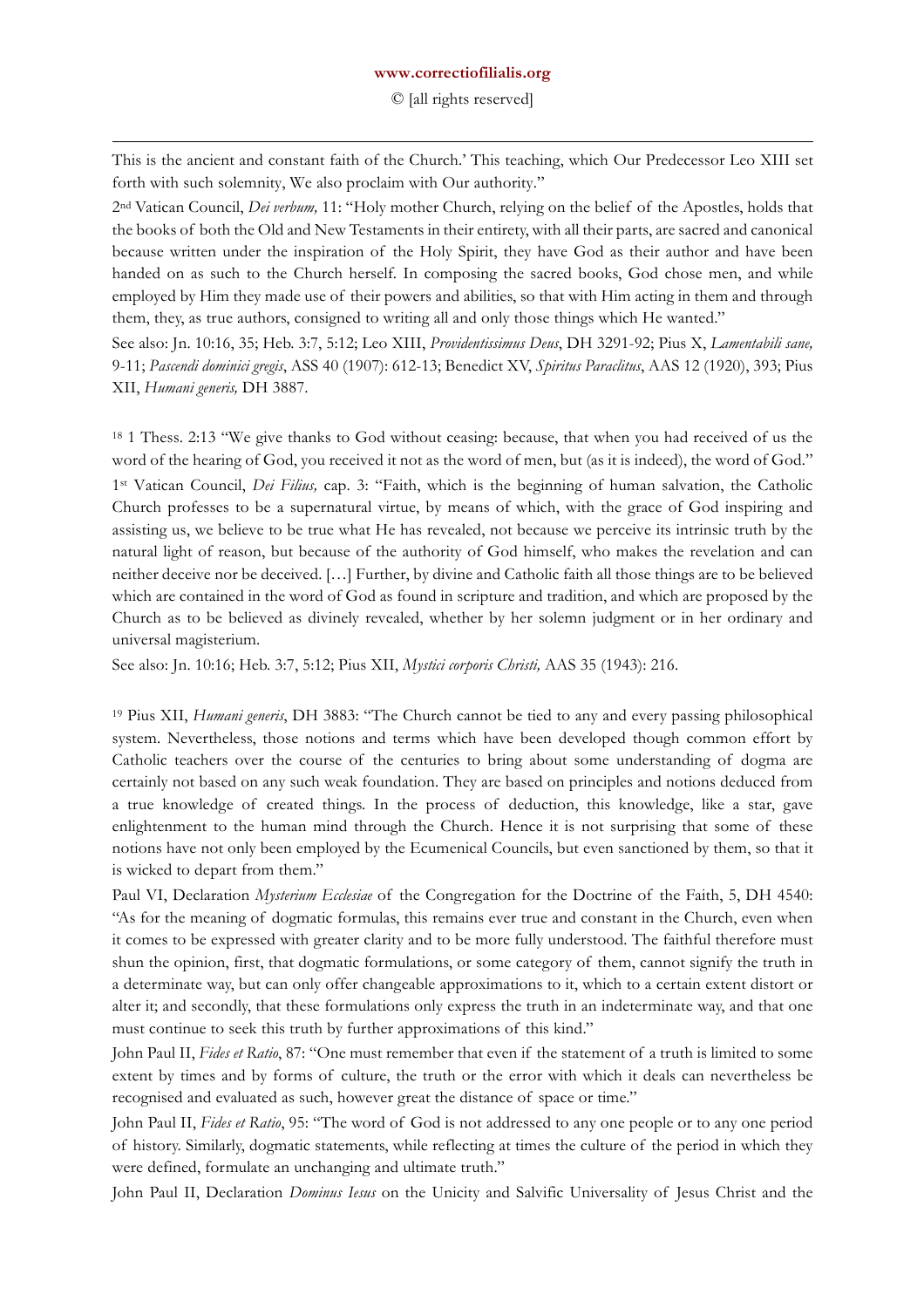This is the ancient and constant faith of the Church.' This teaching, which Our Predecessor Leo XIII set forth with such solemnity, We also proclaim with Our authority."

2nd Vatican Council, *Dei verbum,* 11: "Holy mother Church, relying on the belief of the Apostles, holds that the books of both the Old and New Testaments in their entirety, with all their parts, are sacred and canonical because written under the inspiration of the Holy Spirit, they have God as their author and have been handed on as such to the Church herself. In composing the sacred books, God chose men, and while employed by Him they made use of their powers and abilities, so that with Him acting in them and through them, they, as true authors, consigned to writing all and only those things which He wanted."

See also: Jn. 10:16, 35; Heb. 3:7, 5:12; Leo XIII, *Providentissimus Deus*, DH 3291-92; Pius X, *Lamentabili sane,* 9-11; *Pascendi dominici gregis*, ASS 40 (1907): 612-13; Benedict XV, *Spiritus Paraclitus*, AAS 12 (1920), 393; Pius XII, *Humani generis,* DH 3887.

[18] 1 Thess. 2:13 "We give thanks to God without ceasing: because, that when you had received of us the word of the hearing of God, you received it not as the word of men, but (as it is indeed), the word of God."

1st Vatican Council, *Dei Filius,* cap. 3: "Faith, which is the beginning of human salvation, the Catholic Church professes to be a supernatural virtue, by means of which, with the grace of God inspiring and assisting us, we believe to be true what He has revealed, not because we perceive its intrinsic truth by the natural light of reason, but because of the authority of God himself, who makes the revelation and can neither deceive nor be deceived. […] Further, by divine and Catholic faith all those things are to be believed which are contained in the word of God as found in scripture and tradition, and which are proposed by the Church as to be believed as divinely revealed, whether by her solemn judgment or in her ordinary and universal magisterium.

See also: Jn. 10:16; Heb. 3:7, 5:12; Pius XII, *Mystici corporis Christi,* AAS 35 (1943): 216.

[19] Pius XII, *Humani generis*, DH 3883: "The Church cannot be tied to any and every passing philosophical system. Nevertheless, those notions and terms which have been developed though common effort by Catholic teachers over the course of the centuries to bring about some understanding of dogma are certainly not based on any such weak foundation. They are based on principles and notions deduced from a true knowledge of created things. In the process of deduction, this knowledge, like a star, gave enlightenment to the human mind through the Church. Hence it is not surprising that some of these notions have not only been employed by the Ecumenical Councils, but even sanctioned by them, so that it is wicked to depart from them."

Paul VI, Declaration *Mysterium Ecclesiae* of the Congregation for the Doctrine of the Faith, 5, DH 4540: "As for the meaning of dogmatic formulas, this remains ever true and constant in the Church, even when it comes to be expressed with greater clarity and to be more fully understood. The faithful therefore must shun the opinion, first, that dogmatic formulations, or some category of them, cannot signify the truth in a determinate way, but can only offer changeable approximations to it, which to a certain extent distort or alter it; and secondly, that these formulations only express the truth in an indeterminate way, and that one must continue to seek this truth by further approximations of this kind."

John Paul II, *Fides et Ratio*, 87: "One must remember that even if the statement of a truth is limited to some extent by times and by forms of culture, the truth or the error with which it deals can nevertheless be recognised and evaluated as such, however great the distance of space or time."

John Paul II, *Fides et Ratio*, 95: "The word of God is not addressed to any one people or to any one period of history. Similarly, dogmatic statements, while reflecting at times the culture of the period in which they were defined, formulate an unchanging and ultimate truth."

John Paul II, Declaration *Dominus Iesus* on the Unicity and Salvific Universality of Jesus Christ and the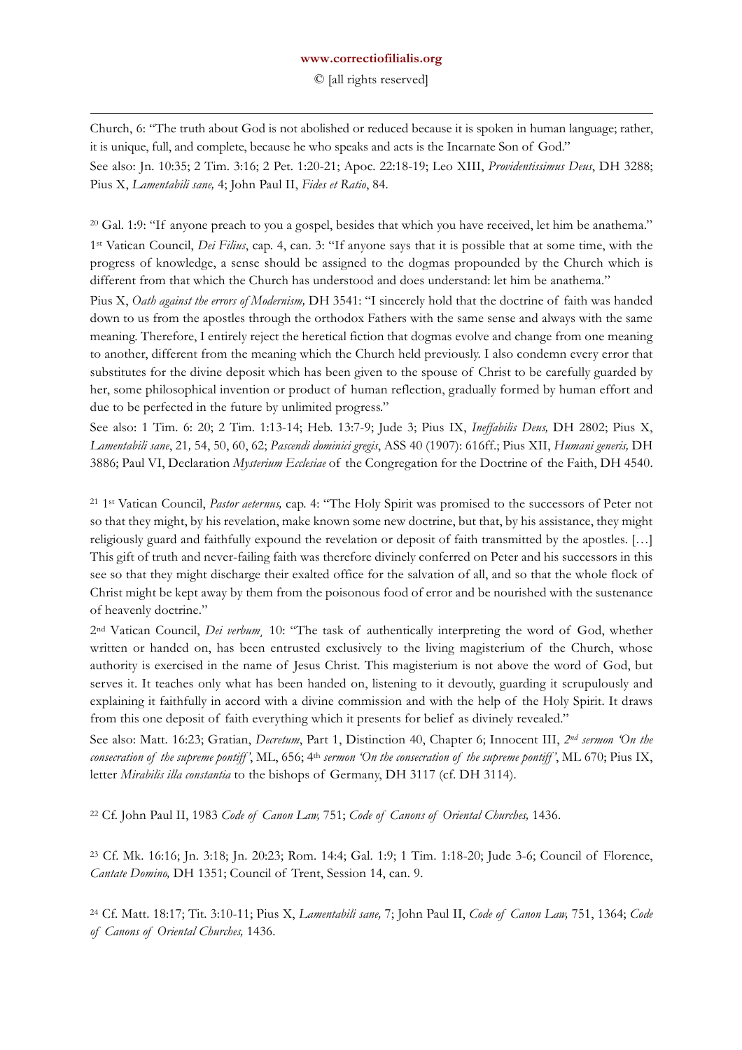Church, 6: "The truth about God is not abolished or reduced because it is spoken in human language; rather, it is unique, full, and complete, because he who speaks and acts is the Incarnate Son of God."

See also: Jn. 10:35; 2 Tim. 3:16; 2 Pet. 1:20-21; Apoc. 22:18-19; Leo XIII, *Providentissimus Deus*, DH 3288; Pius X, *Lamentabili sane,* 4; John Paul II, *Fides et Ratio*, 84.

[20] Gal. 1:9: "If anyone preach to you a gospel, besides that which you have received, let him be anathema."

1st Vatican Council, *Dei Filius*, cap. 4, can. 3: "If anyone says that it is possible that at some time, with the progress of knowledge, a sense should be assigned to the dogmas propounded by the Church which is different from that which the Church has understood and does understand: let him be anathema."

Pius X, *Oath against the errors of Modernism,* DH 3541: "I sincerely hold that the doctrine of faith was handed down to us from the apostles through the orthodox Fathers with the same sense and always with the same meaning. Therefore, I entirely reject the heretical fiction that dogmas evolve and change from one meaning to another, different from the meaning which the Church held previously. I also condemn every error that substitutes for the divine deposit which has been given to the spouse of Christ to be carefully guarded by her, some philosophical invention or product of human reflection, gradually formed by human effort and due to be perfected in the future by unlimited progress."

See also: 1 Tim. 6: 20; 2 Tim. 1:13-14; Heb. 13:7-9; Jude 3; Pius IX, *Ineffabilis Deus,* DH 2802; Pius X, *Lamentabili sane*, 21*,* 54, 50, 60, 62; *Pascendi dominici gregis*, ASS 40 (1907): 616ff.; Pius XII, *Humani generis,* DH 3886; Paul VI, Declaration *Mysterium Ecclesiae* of the Congregation for the Doctrine of the Faith, DH 4540.

[21] 1st Vatican Council, *Pastor aeternus,* cap. 4: "The Holy Spirit was promised to the successors of Peter not so that they might, by his revelation, make known some new doctrine, but that, by his assistance, they might religiously guard and faithfully expound the revelation or deposit of faith transmitted by the apostles. […] This gift of truth and never-failing faith was therefore divinely conferred on Peter and his successors in this see so that they might discharge their exalted office for the salvation of all, and so that the whole flock of Christ might be kept away by them from the poisonous food of error and be nourished with the sustenance of heavenly doctrine."

2nd Vatican Council, *Dei verbum*, 10: "The task of authentically interpreting the word of God, whether written or handed on, has been entrusted exclusively to the living magisterium of the Church, whose authority is exercised in the name of Jesus Christ. This magisterium is not above the word of God, but serves it. It teaches only what has been handed on, listening to it devoutly, guarding it scrupulously and explaining it faithfully in accord with a divine commission and with the help of the Holy Spirit. It draws from this one deposit of faith everything which it presents for belief as divinely revealed."

See also: Matt. 16:23; Gratian, *Decretum*, Part 1, Distinction 40, Chapter 6; Innocent III, *2nd sermon 'On the consecration of the supreme pontiff'*, ML, 656; 4th *sermon 'On the consecration of the supreme pontiff'*, ML 670; Pius IX, letter *Mirabilis illa constantia* to the bishops of Germany, DH 3117 (cf. DH 3114).

[22] Cf. John Paul II, 1983 *Code of Canon Law,* 751; *Code of Canons of Oriental Churches,* 1436.

[23] Cf. Mk. 16:16; Jn. 3:18; Jn. 20:23; Rom. 14:4; Gal. 1:9; 1 Tim. 1:18-20; Jude 3-6; Council of Florence, *Cantate Domino,* DH 1351; Council of Trent, Session 14, can. 9.

[24] Cf. Matt. 18:17; Tit. 3:10-11; Pius X, *Lamentabili sane,* 7; John Paul II, *Code of Canon Law,* 751, 1364; *Code of Canons of Oriental Churches,* 1436.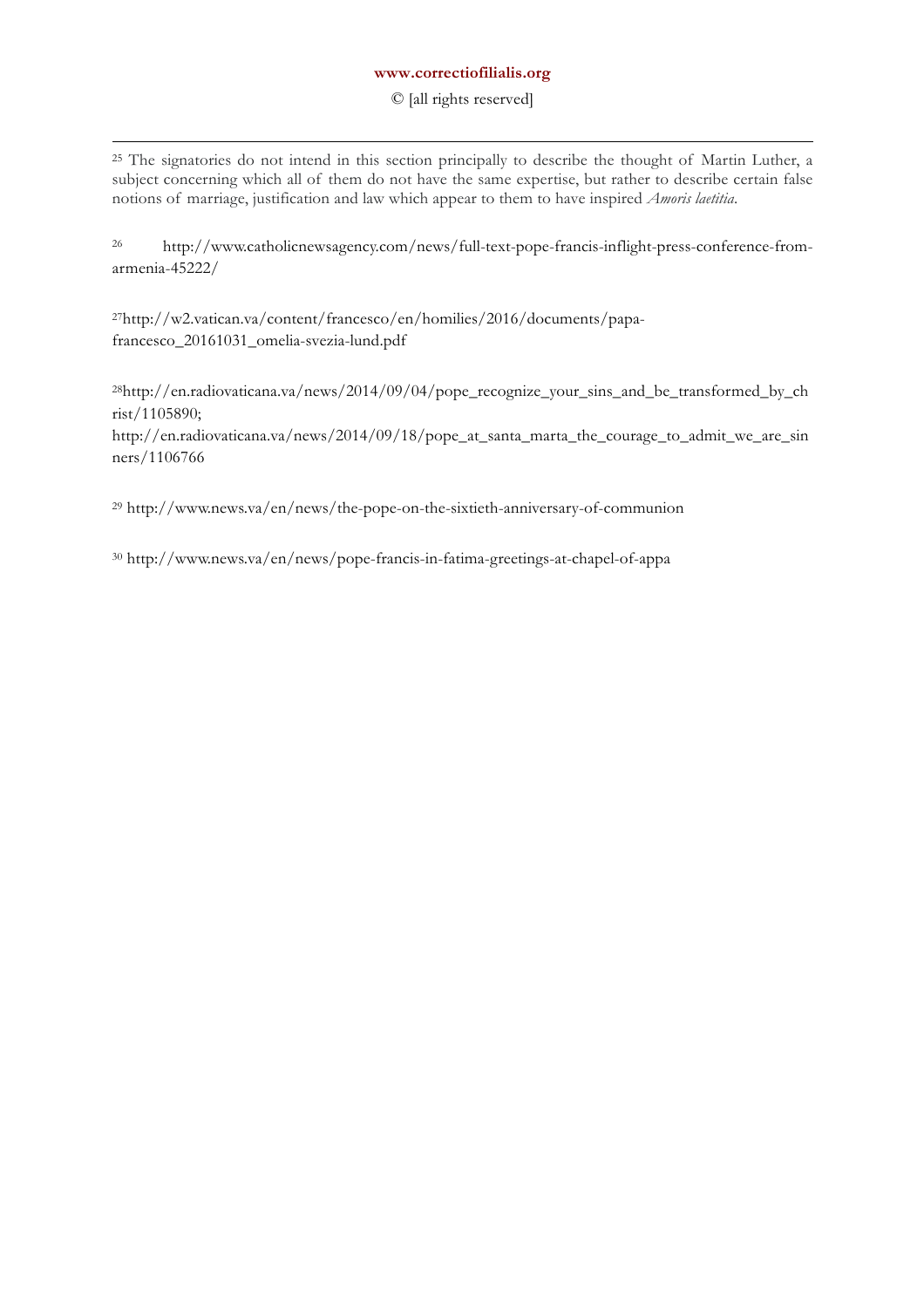[25] The signatories do not intend in this section principally to describe the thought of Martin Luther, a subject concerning which all of them do not have the same expertise, but rather to describe certain false notions of marriage, justification and law which appear to them to have inspired *Amoris laetitia*.

[26] http://www.catholicnewsagency.com/news/full-text-pope-francis-inflight-press-conference-from-armenia-45222/

[27] http://w2.vatican.va/content/francesco/en/homilies/2016/documents/papa-francesco_20161031_omelia-svezia-lund.pdf

[28] http://en.radiovaticana.va/news/2014/09/04/pope_recognize_your_sins_and_be_transformed_by_christ/1105890;
http://en.radiovaticana.va/news/2014/09/18/pope_at_santa_marta_the_courage_to_admit_we_are_sinners/1106766

[29] http://www.news.va/en/news/the-pope-on-the-sixtieth-anniversary-of-communion

[30] http://www.news.va/en/news/pope-francis-in-fatima-greetings-at-chapel-of-appa